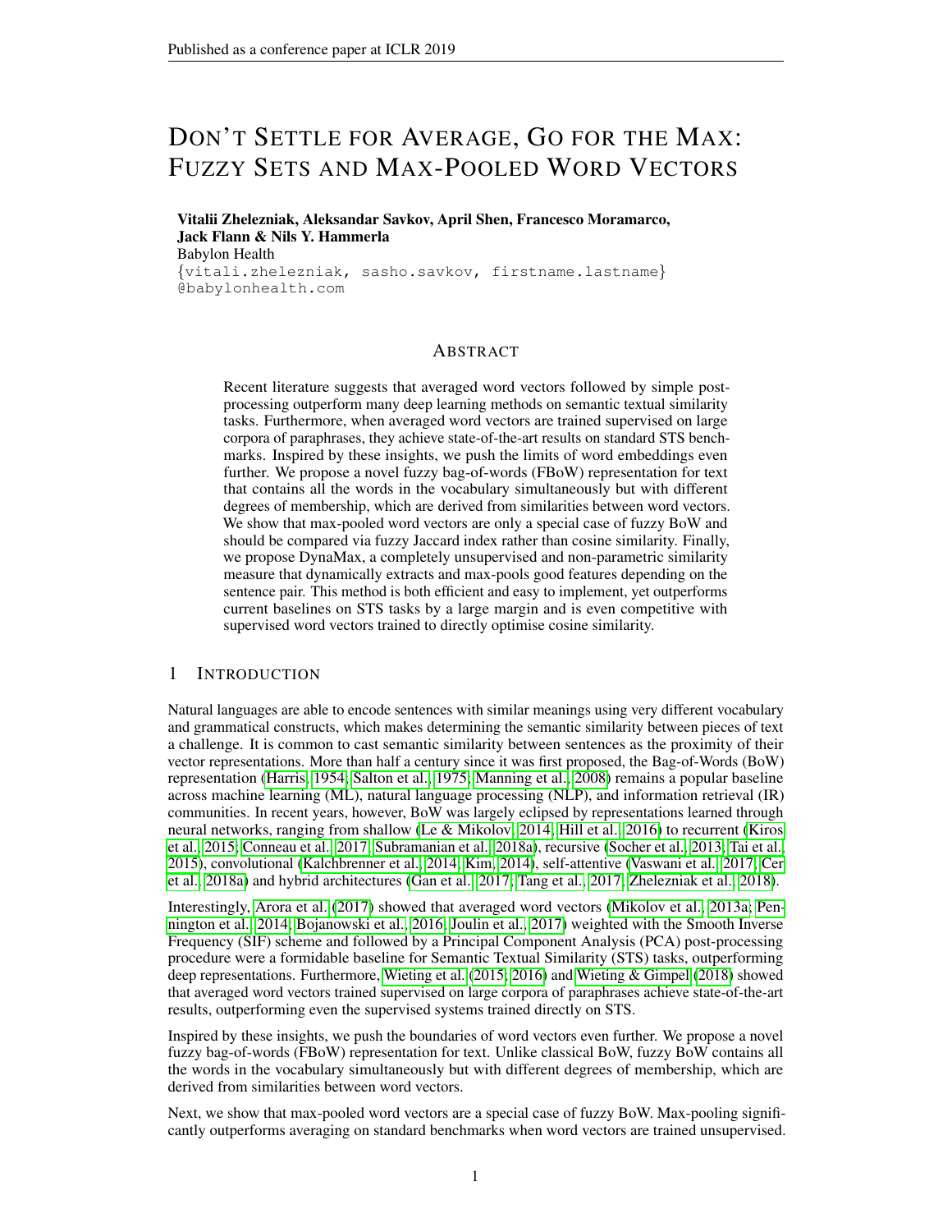# DON'T SETTLE FOR AVERAGE, GO FOR THE MAX: FUZZY SETS AND MAX-POOLED WORD VECTORS

**Vitalii Zhelezniak, Aleksandar Savkov, April Shen, Francesco Moramarco, Jack Flann & Nils Y. Hammerla**
Babylon Health
{vitali.zhelezniak, sasho.savkov, firstname.lastname}
@babylonhealth.com

## ABSTRACT

Recent literature suggests that averaged word vectors followed by simple post-processing outperform many deep learning methods on semantic textual similarity tasks. Furthermore, when averaged word vectors are trained supervised on large corpora of paraphrases, they achieve state-of-the-art results on standard STS benchmarks. Inspired by these insights, we push the limits of word embeddings even further. We propose a novel fuzzy bag-of-words (FBoW) representation for text that contains all the words in the vocabulary simultaneously but with different degrees of membership, which are derived from similarities between word vectors. We show that max-pooled word vectors are only a special case of fuzzy BoW and should be compared via fuzzy Jaccard index rather than cosine similarity. Finally, we propose DynaMax, a completely unsupervised and non-parametric similarity measure that dynamically extracts and max-pools good features depending on the sentence pair. This method is both efficient and easy to implement, yet outperforms current baselines on STS tasks by a large margin and is even competitive with supervised word vectors trained to directly optimise cosine similarity.

## 1 INTRODUCTION

Natural languages are able to encode sentences with similar meanings using very different vocabulary and grammatical constructs, which makes determining the semantic similarity between pieces of text a challenge. It is common to cast semantic similarity between sentences as the proximity of their vector representations. More than half a century since it was first proposed, the Bag-of-Words (BoW) representation (Harris, 1954; Salton et al., 1975; Manning et al., 2008) remains a popular baseline across machine learning (ML), natural language processing (NLP), and information retrieval (IR) communities. In recent years, however, BoW was largely eclipsed by representations learned through neural networks, ranging from shallow (Le & Mikolov, 2014; Hill et al., 2016) to recurrent (Kiros et al., 2015; Conneau et al., 2017; Subramanian et al., 2018a), recursive (Socher et al., 2013; Tai et al., 2015), convolutional (Kalchbrenner et al., 2014; Kim, 2014), self-attentive (Vaswani et al., 2017; Cer et al., 2018a) and hybrid architectures (Gan et al., 2017; Tang et al., 2017; Zhelezniak et al., 2018).

Interestingly, Arora et al. (2017) showed that averaged word vectors (Mikolov et al., 2013a; Pennington et al., 2014; Bojanowski et al., 2016; Joulin et al., 2017) weighted with the Smooth Inverse Frequency (SIF) scheme and followed by a Principal Component Analysis (PCA) post-processing procedure were a formidable baseline for Semantic Textual Similarity (STS) tasks, outperforming deep representations. Furthermore, Wieting et al. (2015; 2016) and Wieting & Gimpel (2018) showed that averaged word vectors trained supervised on large corpora of paraphrases achieve state-of-the-art results, outperforming even the supervised systems trained directly on STS.

Inspired by these insights, we push the boundaries of word vectors even further. We propose a novel fuzzy bag-of-words (FBoW) representation for text. Unlike classical BoW, fuzzy BoW contains all the words in the vocabulary simultaneously but with different degrees of membership, which are derived from similarities between word vectors.

Next, we show that max-pooled word vectors are a special case of fuzzy BoW. Max-pooling significantly outperforms averaging on standard benchmarks when word vectors are trained unsupervised.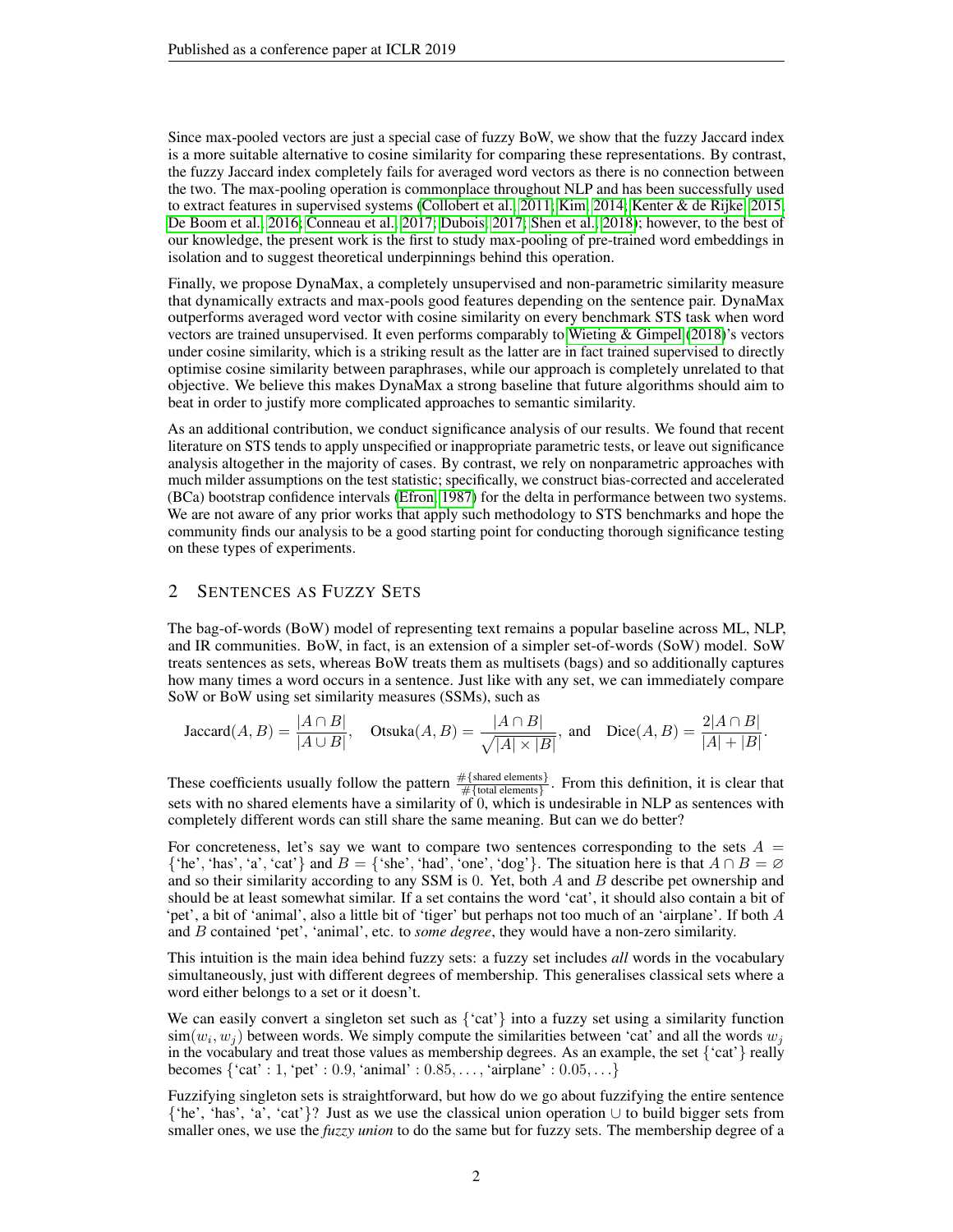Since max-pooled vectors are just a special case of fuzzy BoW, we show that the fuzzy Jaccard index is a more suitable alternative to cosine similarity for comparing these representations. By contrast, the fuzzy Jaccard index completely fails for averaged word vectors as there is no connection between the two. The max-pooling operation is commonplace throughout NLP and has been successfully used to extract features in supervised systems (Collobert et al., 2011; Kim, 2014; Kenter & de Rijke, 2015; De Boom et al., 2016; Conneau et al., 2017; Dubois, 2017; Shen et al., 2018); however, to the best of our knowledge, the present work is the first to study max-pooling of pre-trained word embeddings in isolation and to suggest theoretical underpinnings behind this operation.

Finally, we propose DynaMax, a completely unsupervised and non-parametric similarity measure that dynamically extracts and max-pools good features depending on the sentence pair. DynaMax outperforms averaged word vector with cosine similarity on every benchmark STS task when word vectors are trained unsupervised. It even performs comparably to Wieting & Gimpel (2018)'s vectors under cosine similarity, which is a striking result as the latter are in fact trained supervised to directly optimise cosine similarity between paraphrases, while our approach is completely unrelated to that objective. We believe this makes DynaMax a strong baseline that future algorithms should aim to beat in order to justify more complicated approaches to semantic similarity.

As an additional contribution, we conduct significance analysis of our results. We found that recent literature on STS tends to apply unspecified or inappropriate parametric tests, or leave out significance analysis altogether in the majority of cases. By contrast, we rely on nonparametric approaches with much milder assumptions on the test statistic; specifically, we construct bias-corrected and accelerated (BCa) bootstrap confidence intervals (Efron, 1987) for the delta in performance between two systems. We are not aware of any prior works that apply such methodology to STS benchmarks and hope the community finds our analysis to be a good starting point for conducting thorough significance testing on these types of experiments.

## 2 Sentences as Fuzzy Sets

The bag-of-words (BoW) model of representing text remains a popular baseline across ML, NLP, and IR communities. BoW, in fact, is an extension of a simpler set-of-words (SoW) model. SoW treats sentences as sets, whereas BoW treats them as multisets (bags) and so additionally captures how many times a word occurs in a sentence. Just like with any set, we can immediately compare SoW or BoW using set similarity measures (SSMs), such as

$$\text{Jaccard}(A, B) = \frac{|A \cap B|}{|A \cup B|}, \quad \text{Otsuka}(A, B) = \frac{|A \cap B|}{\sqrt{|A| \times |B|}}, \text{ and } \quad \text{Dice}(A, B) = \frac{2|A \cap B|}{|A| + |B|}.$$

These coefficients usually follow the pattern $\frac{\#\{\text{shared elements}\}}{\#\{\text{total elements}\}}$. From this definition, it is clear that sets with no shared elements have a similarity of 0, which is undesirable in NLP as sentences with completely different words can still share the same meaning. But can we do better?

For concreteness, let's say we want to compare two sentences corresponding to the sets $A = \{\text{'he', 'has', 'a', 'cat'}\}$ and $B = \{\text{'she', 'had', 'one', 'dog'}\}$. The situation here is that $A \cap B = \varnothing$ and so their similarity according to any SSM is 0. Yet, both $A$ and $B$ describe pet ownership and should be at least somewhat similar. If a set contains the word 'cat', it should also contain a bit of 'pet', a bit of 'animal', also a little bit of 'tiger' but perhaps not too much of an 'airplane'. If both $A$ and $B$ contained 'pet', 'animal', etc. to *some degree*, they would have a non-zero similarity.

This intuition is the main idea behind fuzzy sets: a fuzzy set includes *all* words in the vocabulary simultaneously, just with different degrees of membership. This generalises classical sets where a word either belongs to a set or it doesn't.

We can easily convert a singleton set such as $\{\text{'cat'}\}$ into a fuzzy set using a similarity function $\text{sim}(w_i, w_j)$ between words. We simply compute the similarities between 'cat' and all the words $w_j$ in the vocabulary and treat those values as membership degrees. As an example, the set $\{\text{'cat'}\}$ really becomes $\{\text{'cat'} : 1, \text{'pet'} : 0.9, \text{'animal'} : 0.85, \ldots, \text{'airplane'} : 0.05, \ldots\}$

Fuzzifying singleton sets is straightforward, but how do we go about fuzzifying the entire sentence $\{\text{'he', 'has', 'a', 'cat'}\}$? Just as we use the classical union operation $\cup$ to build bigger sets from smaller ones, we use the *fuzzy union* to do the same but for fuzzy sets. The membership degree of a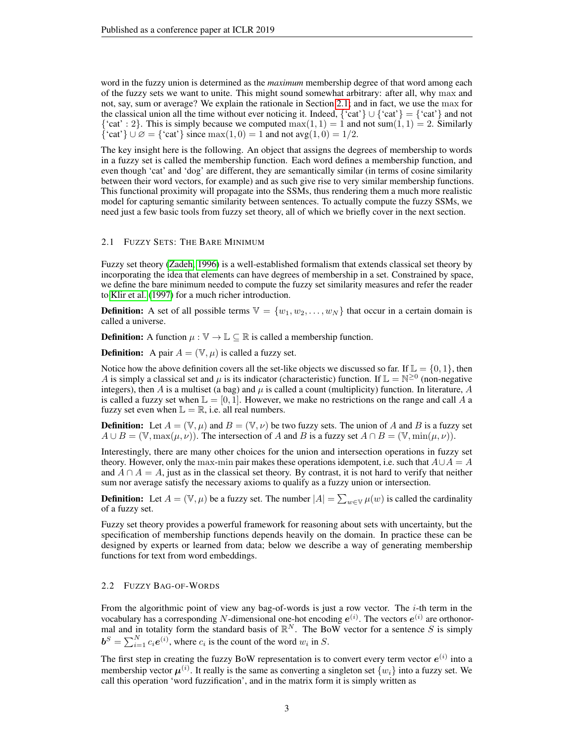word in the fuzzy union is determined as the *maximum* membership degree of that word among each of the fuzzy sets we want to unite. This might sound somewhat arbitrary: after all, why max and not, say, sum or average? We explain the rationale in Section 2.1; and in fact, we use the max for the classical union all the time without ever noticing it. Indeed, {'cat'} ∪ {'cat'} = {'cat'} and not {'cat' : 2}. This is simply because we computed $\max(1, 1) = 1$ and not $\text{sum}(1, 1) = 2$. Similarly {'cat'} ∪ ∅ = {'cat'} since $\max(1, 0) = 1$ and not $\text{avg}(1, 0) = 1/2$.

The key insight here is the following. An object that assigns the degrees of membership to words in a fuzzy set is called the membership function. Each word defines a membership function, and even though 'cat' and 'dog' are different, they are semantically similar (in terms of cosine similarity between their word vectors, for example) and as such give rise to very similar membership functions. This functional proximity will propagate into the SSMs, thus rendering them a much more realistic model for capturing semantic similarity between sentences. To actually compute the fuzzy SSMs, we need just a few basic tools from fuzzy set theory, all of which we briefly cover in the next section.

### 2.1 Fuzzy Sets: The Bare Minimum

Fuzzy set theory (Zadeh, 1996) is a well-established formalism that extends classical set theory by incorporating the idea that elements can have degrees of membership in a set. Constrained by space, we define the bare minimum needed to compute the fuzzy set similarity measures and refer the reader to Klir et al. (1997) for a much richer introduction.

**Definition:** A set of all possible terms $\mathbb{V} = \{w_1, w_2, \ldots, w_N\}$ that occur in a certain domain is called a universe.

**Definition:** A function $\mu : \mathbb{V} \to \mathbb{L} \subseteq \mathbb{R}$ is called a membership function.

**Definition:** A pair $A = (\mathbb{V}, \mu)$ is called a fuzzy set.

Notice how the above definition covers all the set-like objects we discussed so far. If $\mathbb{L} = \{0, 1\}$, then $A$ is simply a classical set and $\mu$ is its indicator (characteristic) function. If $\mathbb{L} = \mathbb{N}^{\geq 0}$ (non-negative integers), then $A$ is a multiset (a bag) and $\mu$ is called a count (multiplicity) function. In literature, $A$ is called a fuzzy set when $\mathbb{L} = [0, 1]$. However, we make no restrictions on the range and call $A$ a fuzzy set even when $\mathbb{L} = \mathbb{R}$, i.e. all real numbers.

**Definition:** Let $A = (\mathbb{V}, \mu)$ and $B = (\mathbb{V}, \nu)$ be two fuzzy sets. The union of $A$ and $B$ is a fuzzy set $A \cup B = (\mathbb{V}, \max(\mu, \nu))$. The intersection of $A$ and $B$ is a fuzzy set $A \cap B = (\mathbb{V}, \min(\mu, \nu))$.

Interestingly, there are many other choices for the union and intersection operations in fuzzy set theory. However, only the max-min pair makes these operations idempotent, i.e. such that $A \cup A = A$ and $A \cap A = A$, just as in the classical set theory. By contrast, it is not hard to verify that neither sum nor average satisfy the necessary axioms to qualify as a fuzzy union or intersection.

**Definition:** Let $A = (\mathbb{V}, \mu)$ be a fuzzy set. The number $|A| = \sum_{w \in \mathbb{V}} \mu(w)$ is called the cardinality of a fuzzy set.

Fuzzy set theory provides a powerful framework for reasoning about sets with uncertainty, but the specification of membership functions depends heavily on the domain. In practice these can be designed by experts or learned from data; below we describe a way of generating membership functions for text from word embeddings.

### 2.2 Fuzzy Bag-of-Words

From the algorithmic point of view any bag-of-words is just a row vector. The $i$-th term in the vocabulary has a corresponding $N$-dimensional one-hot encoding $\boldsymbol{e}^{(i)}$. The vectors $\boldsymbol{e}^{(i)}$ are orthonormal and in totality form the standard basis of $\mathbb{R}^N$. The BoW vector for a sentence $S$ is simply $\boldsymbol{b}^S = \sum_{i=1}^{N} c_i \boldsymbol{e}^{(i)}$, where $c_i$ is the count of the word $w_i$ in $S$.

The first step in creating the fuzzy BoW representation is to convert every term vector $\boldsymbol{e}^{(i)}$ into a membership vector $\boldsymbol{\mu}^{(i)}$. It really is the same as converting a singleton set $\{w_i\}$ into a fuzzy set. We call this operation 'word fuzzification', and in the matrix form it is simply written as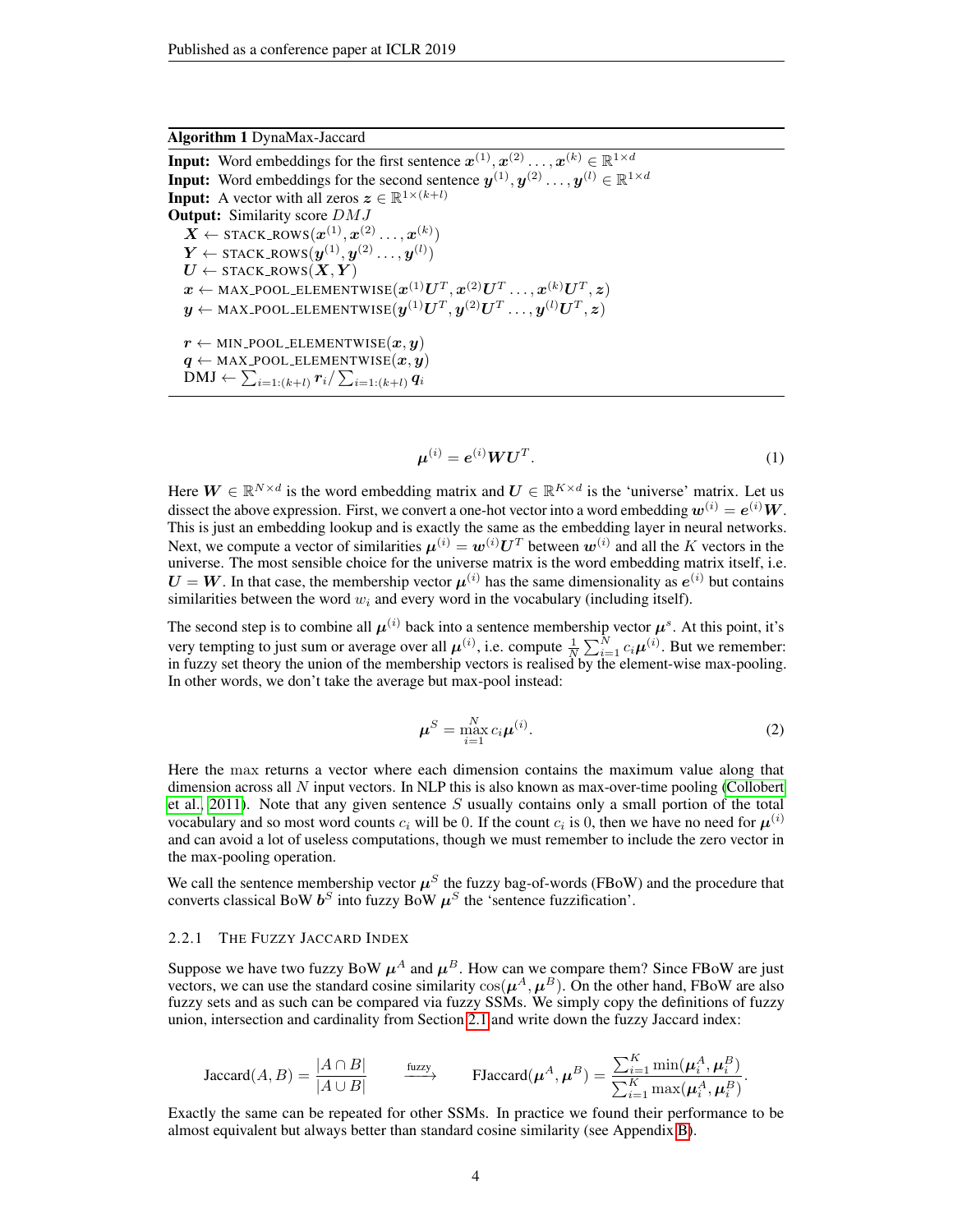**Algorithm 1** DynaMax-Jaccard

---

**Input:** Word embeddings for the first sentence $\boldsymbol{x}^{(1)}, \boldsymbol{x}^{(2)} \ldots, \boldsymbol{x}^{(k)} \in \mathbb{R}^{1\times d}$
**Input:** Word embeddings for the second sentence $\boldsymbol{y}^{(1)}, \boldsymbol{y}^{(2)} \ldots, \boldsymbol{y}^{(l)} \in \mathbb{R}^{1\times d}$
**Input:** A vector with all zeros $\boldsymbol{z} \in \mathbb{R}^{1\times(k+l)}$
**Output:** Similarity score $DMJ$

$\boldsymbol{X} \leftarrow \text{STACK\_ROWS}(\boldsymbol{x}^{(1)}, \boldsymbol{x}^{(2)} \ldots, \boldsymbol{x}^{(k)})$
$\boldsymbol{Y} \leftarrow \text{STACK\_ROWS}(\boldsymbol{y}^{(1)}, \boldsymbol{y}^{(2)} \ldots, \boldsymbol{y}^{(l)})$
$\boldsymbol{U} \leftarrow \text{STACK\_ROWS}(\boldsymbol{X}, \boldsymbol{Y})$
$\boldsymbol{x} \leftarrow \text{MAX\_POOL\_ELEMENTWISE}(\boldsymbol{x}^{(1)}\boldsymbol{U}^T, \boldsymbol{x}^{(2)}\boldsymbol{U}^T \ldots, \boldsymbol{x}^{(k)}\boldsymbol{U}^T, \boldsymbol{z})$
$\boldsymbol{y} \leftarrow \text{MAX\_POOL\_ELEMENTWISE}(\boldsymbol{y}^{(1)}\boldsymbol{U}^T, \boldsymbol{y}^{(2)}\boldsymbol{U}^T \ldots, \boldsymbol{y}^{(l)}\boldsymbol{U}^T, \boldsymbol{z})$

$\boldsymbol{r} \leftarrow \text{MIN\_POOL\_ELEMENTWISE}(\boldsymbol{x}, \boldsymbol{y})$
$\boldsymbol{q} \leftarrow \text{MAX\_POOL\_ELEMENTWISE}(\boldsymbol{x}, \boldsymbol{y})$
$\text{DMJ} \leftarrow \sum_{i=1:(k+l)} \boldsymbol{r}_i / \sum_{i=1:(k+l)} \boldsymbol{q}_i$

---

$$\boldsymbol{\mu}^{(i)} = \boldsymbol{e}^{(i)}\boldsymbol{W}\boldsymbol{U}^T. \tag{1}$$

Here $\boldsymbol{W} \in \mathbb{R}^{N\times d}$ is the word embedding matrix and $\boldsymbol{U} \in \mathbb{R}^{K\times d}$ is the 'universe' matrix. Let us dissect the above expression. First, we convert a one-hot vector into a word embedding $\boldsymbol{w}^{(i)} = \boldsymbol{e}^{(i)}\boldsymbol{W}$. This is just an embedding lookup and is exactly the same as the embedding layer in neural networks. Next, we compute a vector of similarities $\boldsymbol{\mu}^{(i)} = \boldsymbol{w}^{(i)}\boldsymbol{U}^T$ between $\boldsymbol{w}^{(i)}$ and all the $K$ vectors in the universe. The most sensible choice for the universe matrix is the word embedding matrix itself, i.e. $\boldsymbol{U} = \boldsymbol{W}$. In that case, the membership vector $\boldsymbol{\mu}^{(i)}$ has the same dimensionality as $\boldsymbol{e}^{(i)}$ but contains similarities between the word $w_i$ and every word in the vocabulary (including itself).

The second step is to combine all $\boldsymbol{\mu}^{(i)}$ back into a sentence membership vector $\boldsymbol{\mu}^s$. At this point, it's very tempting to just sum or average over all $\boldsymbol{\mu}^{(i)}$, i.e. compute $\frac{1}{N}\sum_{i=1}^{N} c_i\boldsymbol{\mu}^{(i)}$. But we remember: in fuzzy set theory the union of the membership vectors is realised by the element-wise max-pooling. In other words, we don't take the average but max-pool instead:

$$\boldsymbol{\mu}^S = \max_{i=1}^{N} c_i\boldsymbol{\mu}^{(i)}. \tag{2}$$

Here the max returns a vector where each dimension contains the maximum value along that dimension across all $N$ input vectors. In NLP this is also known as max-over-time pooling (Collobert et al., 2011). Note that any given sentence $S$ usually contains only a small portion of the total vocabulary and so most word counts $c_i$ will be 0. If the count $c_i$ is 0, then we have no need for $\boldsymbol{\mu}^{(i)}$ and can avoid a lot of useless computations, though we must remember to include the zero vector in the max-pooling operation.

We call the sentence membership vector $\boldsymbol{\mu}^S$ the fuzzy bag-of-words (FBoW) and the procedure that converts classical BoW $\boldsymbol{b}^S$ into fuzzy BoW $\boldsymbol{\mu}^S$ the 'sentence fuzzification'.

#### 2.2.1 The Fuzzy Jaccard Index

Suppose we have two fuzzy BoW $\boldsymbol{\mu}^A$ and $\boldsymbol{\mu}^B$. How can we compare them? Since FBoW are just vectors, we can use the standard cosine similarity $\cos(\boldsymbol{\mu}^A, \boldsymbol{\mu}^B)$. On the other hand, FBoW are also fuzzy sets and as such can be compared via fuzzy SSMs. We simply copy the definitions of fuzzy union, intersection and cardinality from Section 2.1 and write down the fuzzy Jaccard index:

$$\text{Jaccard}(A, B) = \frac{|A \cap B|}{|A \cup B|} \quad \xrightarrow{\text{fuzzy}} \quad \text{FJaccard}(\boldsymbol{\mu}^A, \boldsymbol{\mu}^B) = \frac{\sum_{i=1}^{K} \min(\boldsymbol{\mu}_i^A, \boldsymbol{\mu}_i^B)}{\sum_{i=1}^{K} \max(\boldsymbol{\mu}_i^A, \boldsymbol{\mu}_i^B)}.$$

Exactly the same can be repeated for other SSMs. In practice we found their performance to be almost equivalent but always better than standard cosine similarity (see Appendix B).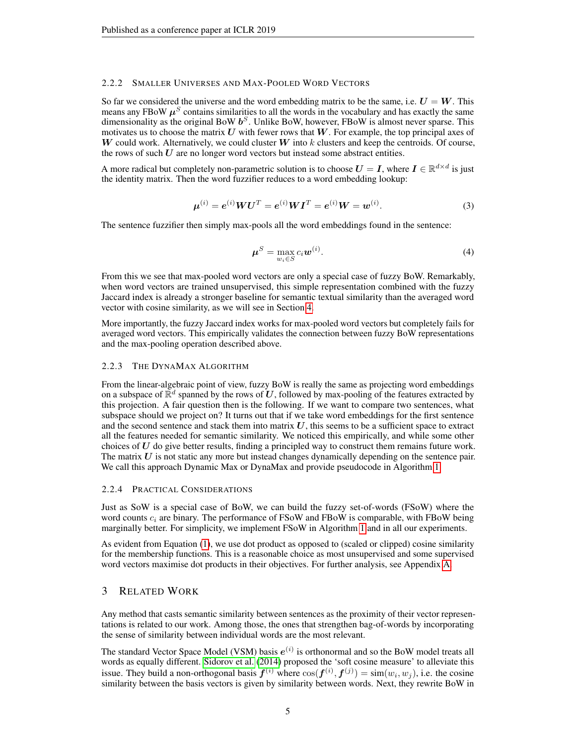### 2.2.2 Smaller Universes and Max-Pooled Word Vectors

So far we considered the universe and the word embedding matrix to be the same, i.e. $\boldsymbol{U} = \boldsymbol{W}$. This means any FBoW $\boldsymbol{\mu}^S$ contains similarities to all the words in the vocabulary and has exactly the same dimensionality as the original BoW $\boldsymbol{b}^S$. Unlike BoW, however, FBoW is almost never sparse. This motivates us to choose the matrix $\boldsymbol{U}$ with fewer rows that $\boldsymbol{W}$. For example, the top principal axes of $\boldsymbol{W}$ could work. Alternatively, we could cluster $\boldsymbol{W}$ into $k$ clusters and keep the centroids. Of course, the rows of such $\boldsymbol{U}$ are no longer word vectors but instead some abstract entities.

A more radical but completely non-parametric solution is to choose $\boldsymbol{U} = \boldsymbol{I}$, where $\boldsymbol{I} \in \mathbb{R}^{d \times d}$ is just the identity matrix. Then the word fuzzifier reduces to a word embedding lookup:

$$\boldsymbol{\mu}^{(i)} = \boldsymbol{e}^{(i)} \boldsymbol{W} \boldsymbol{U}^T = \boldsymbol{e}^{(i)} \boldsymbol{W} \boldsymbol{I}^T = \boldsymbol{e}^{(i)} \boldsymbol{W} = \boldsymbol{w}^{(i)}. \tag{3}$$

The sentence fuzzifier then simply max-pools all the word embeddings found in the sentence:

$$\boldsymbol{\mu}^S = \max_{w_i \in S} c_i \boldsymbol{w}^{(i)}. \tag{4}$$

From this we see that max-pooled word vectors are only a special case of fuzzy BoW. Remarkably, when word vectors are trained unsupervised, this simple representation combined with the fuzzy Jaccard index is already a stronger baseline for semantic textual similarity than the averaged word vector with cosine similarity, as we will see in Section 4.

More importantly, the fuzzy Jaccard index works for max-pooled word vectors but completely fails for averaged word vectors. This empirically validates the connection between fuzzy BoW representations and the max-pooling operation described above.

### 2.2.3 The DynaMax Algorithm

From the linear-algebraic point of view, fuzzy BoW is really the same as projecting word embeddings on a subspace of $\mathbb{R}^d$ spanned by the rows of $\boldsymbol{U}$, followed by max-pooling of the features extracted by this projection. A fair question then is the following. If we want to compare two sentences, what subspace should we project on? It turns out that if we take word embeddings for the first sentence and the second sentence and stack them into matrix $\boldsymbol{U}$, this seems to be a sufficient space to extract all the features needed for semantic similarity. We noticed this empirically, and while some other choices of $\boldsymbol{U}$ do give better results, finding a principled way to construct them remains future work. The matrix $\boldsymbol{U}$ is not static any more but instead changes dynamically depending on the sentence pair. We call this approach Dynamic Max or DynaMax and provide pseudocode in Algorithm 1.

### 2.2.4 Practical Considerations

Just as SoW is a special case of BoW, we can build the fuzzy set-of-words (FSoW) where the word counts $c_i$ are binary. The performance of FSoW and FBoW is comparable, with FBoW being marginally better. For simplicity, we implement FSoW in Algorithm 1 and in all our experiments.

As evident from Equation (1), we use dot product as opposed to (scaled or clipped) cosine similarity for the membership functions. This is a reasonable choice as most unsupervised and some supervised word vectors maximise dot products in their objectives. For further analysis, see Appendix A.

## 3 Related Work

Any method that casts semantic similarity between sentences as the proximity of their vector representations is related to our work. Among those, the ones that strengthen bag-of-words by incorporating the sense of similarity between individual words are the most relevant.

The standard Vector Space Model (VSM) basis $\boldsymbol{e}^{(i)}$ is orthonormal and so the BoW model treats all words as equally different. Sidorov et al. (2014) proposed the 'soft cosine measure' to alleviate this issue. They build a non-orthogonal basis $\boldsymbol{f}^{(i)}$ where $\cos(\boldsymbol{f}^{(i)}, \boldsymbol{f}^{(j)}) = \text{sim}(w_i, w_j)$, i.e. the cosine similarity between the basis vectors is given by similarity between words. Next, they rewrite BoW in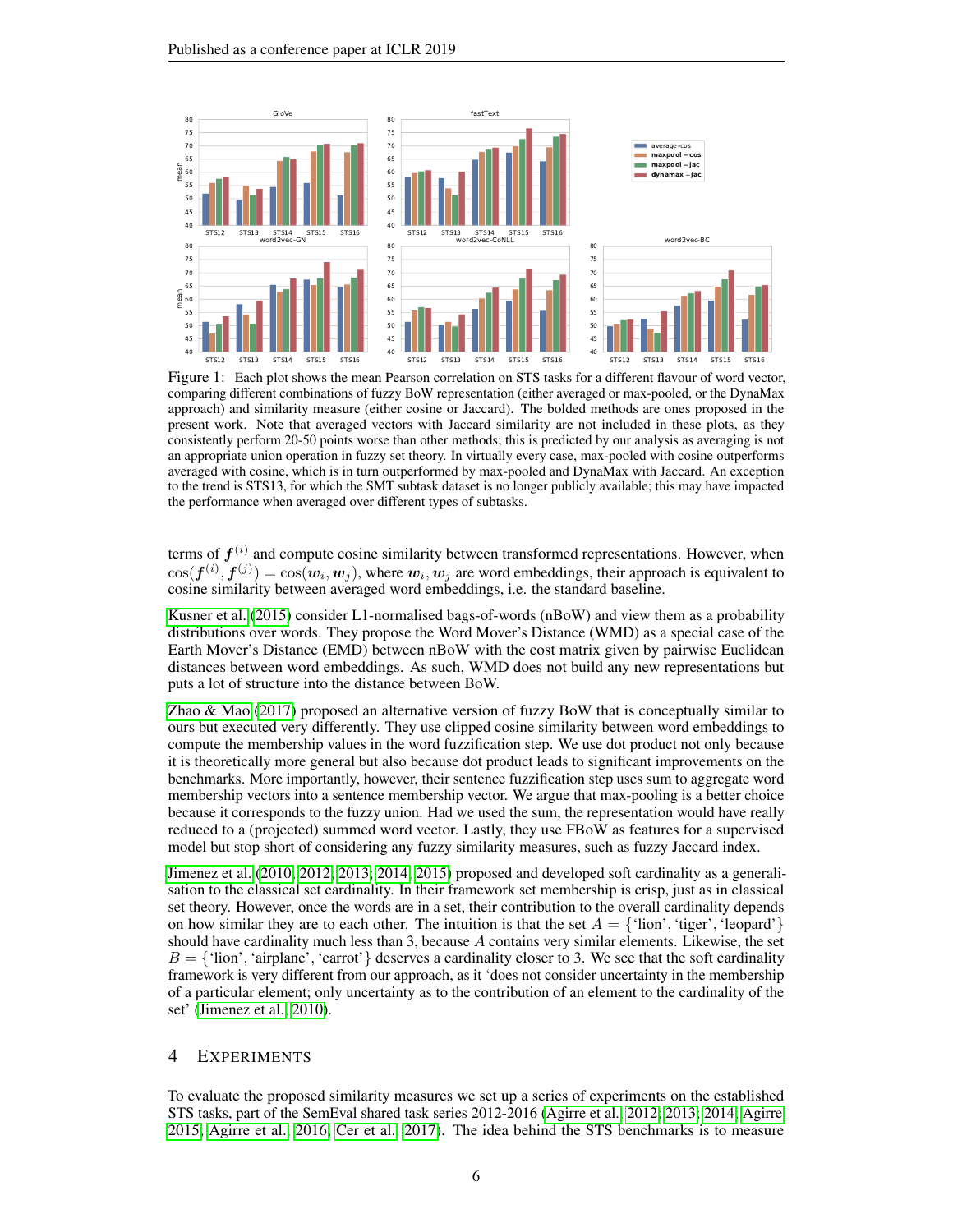Figure 1: Each plot shows the mean Pearson correlation on STS tasks for a different flavour of word vector, comparing different combinations of fuzzy BoW representation (either averaged or max-pooled, or the DynaMax approach) and similarity measure (either cosine or Jaccard). The bolded methods are ones proposed in the present work. Note that averaged vectors with Jaccard similarity are not included in these plots, as they consistently perform 20-50 points worse than other methods; this is predicted by our analysis as averaging is not an appropriate union operation in fuzzy set theory. In virtually every case, max-pooled with cosine outperforms averaged with cosine, which is in turn outperformed by max-pooled and DynaMax with Jaccard. An exception to the trend is STS13, for which the SMT subtask dataset is no longer publicly available; this may have impacted the performance when averaged over different types of subtasks.

terms of $\boldsymbol{f}^{(i)}$ and compute cosine similarity between transformed representations. However, when $\cos(\boldsymbol{f}^{(i)}, \boldsymbol{f}^{(j)}) = \cos(\boldsymbol{w}_i, \boldsymbol{w}_j)$, where $\boldsymbol{w}_i, \boldsymbol{w}_j$ are word embeddings, their approach is equivalent to cosine similarity between averaged word embeddings, i.e. the standard baseline.

Kusner et al. (2015) consider L1-normalised bags-of-words (nBoW) and view them as a probability distributions over words. They propose the Word Mover's Distance (WMD) as a special case of the Earth Mover's Distance (EMD) between nBoW with the cost matrix given by pairwise Euclidean distances between word embeddings. As such, WMD does not build any new representations but puts a lot of structure into the distance between BoW.

Zhao & Mao (2017) proposed an alternative version of fuzzy BoW that is conceptually similar to ours but executed very differently. They use clipped cosine similarity between word embeddings to compute the membership values in the word fuzzification step. We use dot product not only because it is theoretically more general but also because dot product leads to significant improvements on the benchmarks. More importantly, however, their sentence fuzzification step uses sum to aggregate word membership vectors into a sentence membership vector. We argue that max-pooling is a better choice because it corresponds to the fuzzy union. Had we used the sum, the representation would have really reduced to a (projected) summed word vector. Lastly, they use FBoW as features for a supervised model but stop short of considering any fuzzy similarity measures, such as fuzzy Jaccard index.

Jimenez et al. (2010; 2012; 2013; 2014; 2015) proposed and developed soft cardinality as a generalisation to the classical set cardinality. In their framework set membership is crisp, just as in classical set theory. However, once the words are in a set, their contribution to the overall cardinality depends on how similar they are to each other. The intuition is that the set $A = \{\text{'lion'}, \text{'tiger'}, \text{'leopard'}\}$ should have cardinality much less than 3, because $A$ contains very similar elements. Likewise, the set $B = \{\text{'lion'}, \text{'airplane'}, \text{'carrot'}\}$ deserves a cardinality closer to 3. We see that the soft cardinality framework is very different from our approach, as it 'does not consider uncertainty in the membership of a particular element; only uncertainty as to the contribution of an element to the cardinality of the set' (Jimenez et al., 2010).

## 4 Experiments

To evaluate the proposed similarity measures we set up a series of experiments on the established STS tasks, part of the SemEval shared task series 2012-2016 (Agirre et al., 2012; 2013; 2014; Agirre, 2015; Agirre et al., 2016; Cer et al., 2017). The idea behind the STS benchmarks is to measure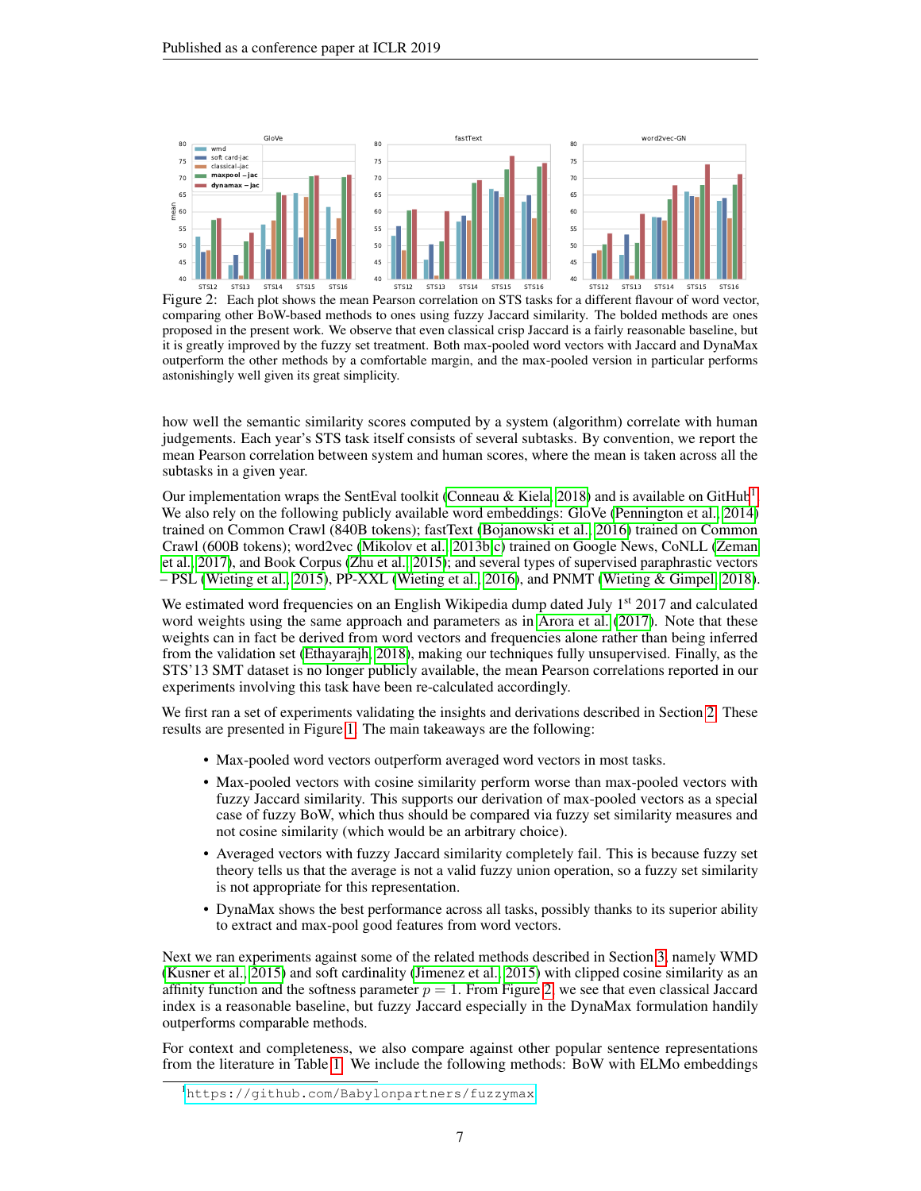Figure 2: Each plot shows the mean Pearson correlation on STS tasks for a different flavour of word vector, comparing other BoW-based methods to ones using fuzzy Jaccard similarity. The bolded methods are ones proposed in the present work. We observe that even classical crisp Jaccard is a fairly reasonable baseline, but it is greatly improved by the fuzzy set treatment. Both max-pooled word vectors with Jaccard and DynaMax outperform the other methods by a comfortable margin, and the max-pooled version in particular performs astonishingly well given its great simplicity.

how well the semantic similarity scores computed by a system (algorithm) correlate with human judgements. Each year's STS task itself consists of several subtasks. By convention, we report the mean Pearson correlation between system and human scores, where the mean is taken across all the subtasks in a given year.

Our implementation wraps the SentEval toolkit (Conneau & Kiela, 2018) and is available on GitHub[1]. We also rely on the following publicly available word embeddings: GloVe (Pennington et al., 2014) trained on Common Crawl (840B tokens); fastText (Bojanowski et al., 2016) trained on Common Crawl (600B tokens); word2vec (Mikolov et al., 2013b;c) trained on Google News, CoNLL (Zeman et al., 2017), and Book Corpus (Zhu et al., 2015); and several types of supervised paraphrastic vectors – PSL (Wieting et al., 2015), PP-XXL (Wieting et al., 2016), and PNMT (Wieting & Gimpel, 2018).

We estimated word frequencies on an English Wikipedia dump dated July 1st 2017 and calculated word weights using the same approach and parameters as in Arora et al. (2017). Note that these weights can in fact be derived from word vectors and frequencies alone rather than being inferred from the validation set (Ethayarajh, 2018), making our techniques fully unsupervised. Finally, as the STS'13 SMT dataset is no longer publicly available, the mean Pearson correlations reported in our experiments involving this task have been re-calculated accordingly.

We first ran a set of experiments validating the insights and derivations described in Section 2. These results are presented in Figure 1. The main takeaways are the following:

- Max-pooled word vectors outperform averaged word vectors in most tasks.
- Max-pooled vectors with cosine similarity perform worse than max-pooled vectors with fuzzy Jaccard similarity. This supports our derivation of max-pooled vectors as a special case of fuzzy BoW, which thus should be compared via fuzzy set similarity measures and not cosine similarity (which would be an arbitrary choice).
- Averaged vectors with fuzzy Jaccard similarity completely fail. This is because fuzzy set theory tells us that the average is not a valid fuzzy union operation, so a fuzzy set similarity is not appropriate for this representation.
- DynaMax shows the best performance across all tasks, possibly thanks to its superior ability to extract and max-pool good features from word vectors.

Next we ran experiments against some of the related methods described in Section 3, namely WMD (Kusner et al., 2015) and soft cardinality (Jimenez et al., 2015) with clipped cosine similarity as an affinity function and the softness parameter $p = 1$. From Figure 2, we see that even classical Jaccard index is a reasonable baseline, but fuzzy Jaccard especially in the DynaMax formulation handily outperforms comparable methods.

For context and completeness, we also compare against other popular sentence representations from the literature in Table 1. We include the following methods: BoW with ELMo embeddings

[1] https://github.com/Babylonpartners/fuzzymax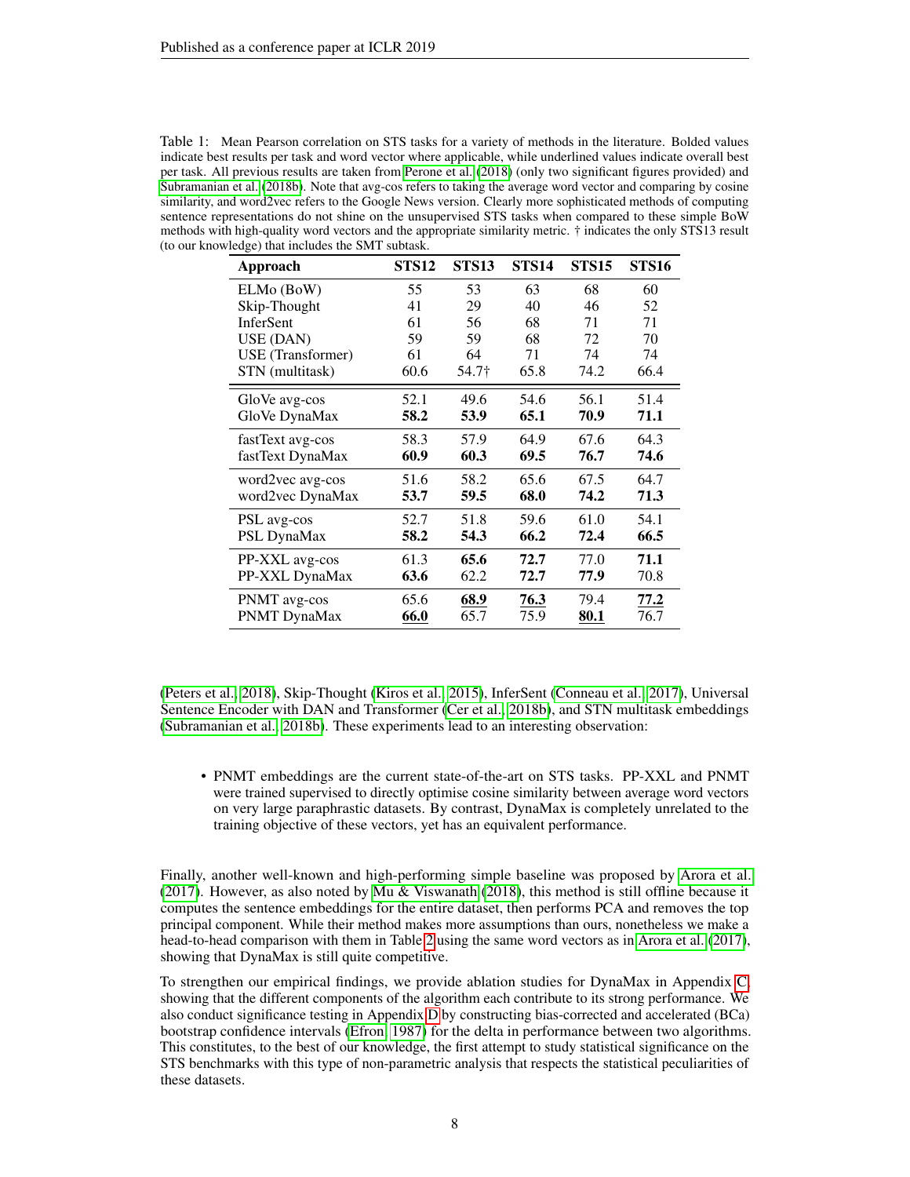Table 1: Mean Pearson correlation on STS tasks for a variety of methods in the literature. Bolded values indicate best results per task and word vector where applicable, while underlined values indicate overall best per task. All previous results are taken from Perone et al. (2018) (only two significant figures provided) and Subramanian et al. (2018b). Note that avg-cos refers to taking the average word vector and comparing by cosine similarity, and word2vec refers to the Google News version. Clearly more sophisticated methods of computing sentence representations do not shine on the unsupervised STS tasks when compared to these simple BoW methods with high-quality word vectors and the appropriate similarity metric. † indicates the only STS13 result (to our knowledge) that includes the SMT subtask.

| Approach | STS12 | STS13 | STS14 | STS15 | STS16 |
|---|---|---|---|---|---|
| ELMo (BoW) | 55 | 53 | 63 | 68 | 60 |
| Skip-Thought | 41 | 29 | 40 | 46 | 52 |
| InferSent | 61 | 56 | 68 | 71 | 71 |
| USE (DAN) | 59 | 59 | 68 | 72 | 70 |
| USE (Transformer) | 61 | 64 | 71 | 74 | 74 |
| STN (multitask) | 60.6 | 54.7† | 65.8 | 74.2 | 66.4 |
| GloVe avg-cos | 52.1 | 49.6 | 54.6 | 56.1 | 51.4 |
| GloVe DynaMax | **58.2** | **53.9** | **65.1** | **70.9** | **71.1** |
| fastText avg-cos | 58.3 | 57.9 | 64.9 | 67.6 | 64.3 |
| fastText DynaMax | **60.9** | **60.3** | **69.5** | **76.7** | **74.6** |
| word2vec avg-cos | 51.6 | 58.2 | 65.6 | 67.5 | 64.7 |
| word2vec DynaMax | **53.7** | **59.5** | **68.0** | **74.2** | **71.3** |
| PSL avg-cos | 52.7 | 51.8 | 59.6 | 61.0 | 54.1 |
| PSL DynaMax | **58.2** | **54.3** | **66.2** | **72.4** | **66.5** |
| PP-XXL avg-cos | 61.3 | **65.6** | **72.7** | 77.0 | **71.1** |
| PP-XXL DynaMax | **63.6** | 62.2 | **72.7** | **77.9** | 70.8 |
| PNMT avg-cos | 65.6 | <u>**68.9**</u> | <u>**76.3**</u> | 79.4 | <u>**77.2**</u> |
| PNMT DynaMax | <u>**66.0**</u> | 65.7 | 75.9 | <u>**80.1**</u> | 76.7 |

(Peters et al., 2018), Skip-Thought (Kiros et al., 2015), InferSent (Conneau et al., 2017), Universal Sentence Encoder with DAN and Transformer (Cer et al., 2018b), and STN multitask embeddings (Subramanian et al., 2018b). These experiments lead to an interesting observation:

- PNMT embeddings are the current state-of-the-art on STS tasks. PP-XXL and PNMT were trained supervised to directly optimise cosine similarity between average word vectors on very large paraphrastic datasets. By contrast, DynaMax is completely unrelated to the training objective of these vectors, yet has an equivalent performance.

Finally, another well-known and high-performing simple baseline was proposed by Arora et al. (2017). However, as also noted by Mu & Viswanath (2018), this method is still offline because it computes the sentence embeddings for the entire dataset, then performs PCA and removes the top principal component. While their method makes more assumptions than ours, nonetheless we make a head-to-head comparison with them in Table 2 using the same word vectors as in Arora et al. (2017), showing that DynaMax is still quite competitive.

To strengthen our empirical findings, we provide ablation studies for DynaMax in Appendix C, showing that the different components of the algorithm each contribute to its strong performance. We also conduct significance testing in Appendix D by constructing bias-corrected and accelerated (BCa) bootstrap confidence intervals (Efron, 1987) for the delta in performance between two algorithms. This constitutes, to the best of our knowledge, the first attempt to study statistical significance on the STS benchmarks with this type of non-parametric analysis that respects the statistical peculiarities of these datasets.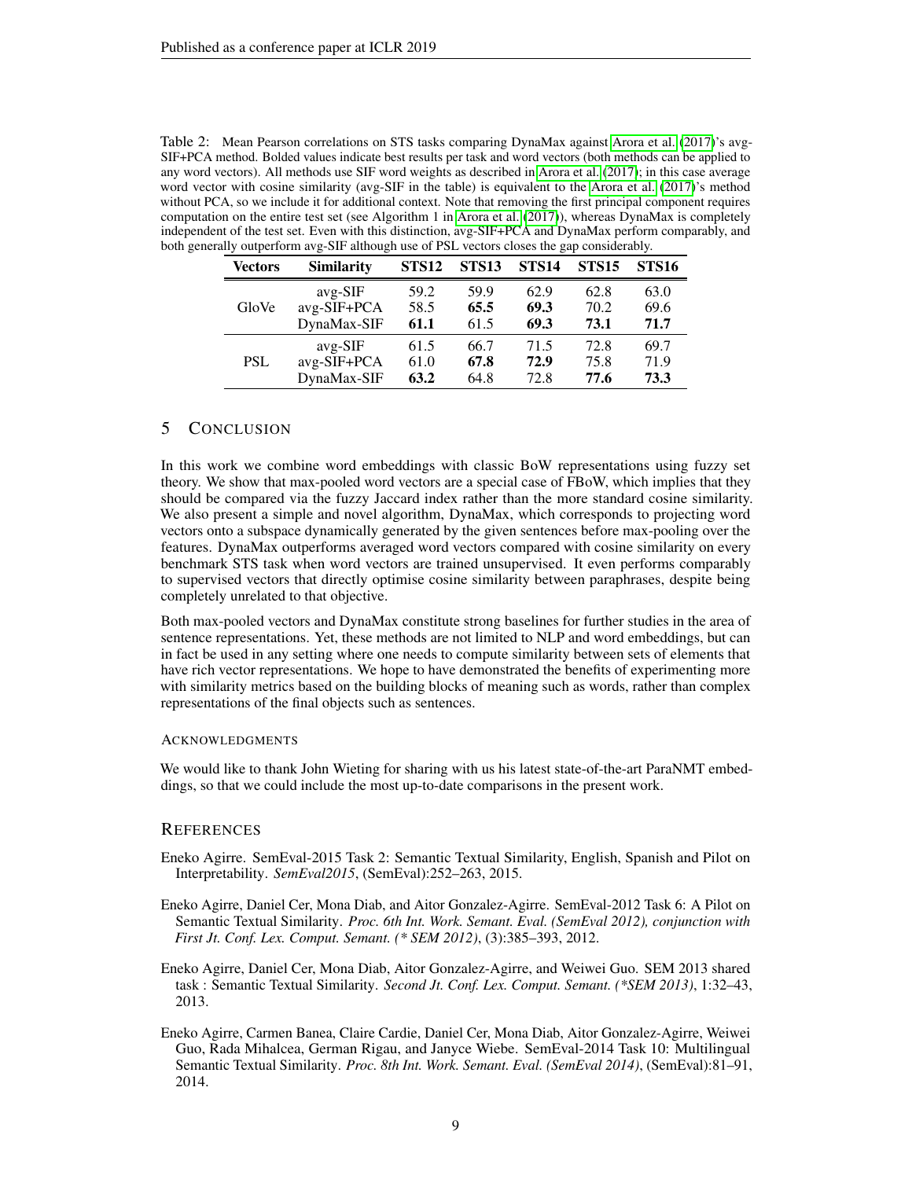Table 2: Mean Pearson correlations on STS tasks comparing DynaMax against Arora et al. (2017)'s avg-SIF+PCA method. Bolded values indicate best results per task and word vectors (both methods can be applied to any word vectors). All methods use SIF word weights as described in Arora et al. (2017); in this case average word vector with cosine similarity (avg-SIF in the table) is equivalent to the Arora et al. (2017)'s method without PCA, so we include it for additional context. Note that removing the first principal component requires computation on the entire test set (see Algorithm 1 in Arora et al. (2017)), whereas DynaMax is completely independent of the test set. Even with this distinction, avg-SIF+PCA and DynaMax perform comparably, and both generally outperform avg-SIF although use of PSL vectors closes the gap considerably.

| Vectors | Similarity | STS12 | STS13 | STS14 | STS15 | STS16 |
|---|---|---|---|---|---|---|
| GloVe | avg-SIF | 59.2 | 59.9 | 62.9 | 62.8 | 63.0 |
| | avg-SIF+PCA | 58.5 | **65.5** | **69.3** | 70.2 | 69.6 |
| | DynaMax-SIF | **61.1** | 61.5 | **69.3** | **73.1** | **71.7** |
| PSL | avg-SIF | 61.5 | 66.7 | 71.5 | 72.8 | 69.7 |
| | avg-SIF+PCA | 61.0 | **67.8** | **72.9** | 75.8 | 71.9 |
| | DynaMax-SIF | **63.2** | 64.8 | 72.8 | **77.6** | **73.3** |

## 5 Conclusion

In this work we combine word embeddings with classic BoW representations using fuzzy set theory. We show that max-pooled word vectors are a special case of FBoW, which implies that they should be compared via the fuzzy Jaccard index rather than the more standard cosine similarity. We also present a simple and novel algorithm, DynaMax, which corresponds to projecting word vectors onto a subspace dynamically generated by the given sentences before max-pooling over the features. DynaMax outperforms averaged word vectors compared with cosine similarity on every benchmark STS task when word vectors are trained unsupervised. It even performs comparably to supervised vectors that directly optimise cosine similarity between paraphrases, despite being completely unrelated to that objective.

Both max-pooled vectors and DynaMax constitute strong baselines for further studies in the area of sentence representations. Yet, these methods are not limited to NLP and word embeddings, but can in fact be used in any setting where one needs to compute similarity between sets of elements that have rich vector representations. We hope to have demonstrated the benefits of experimenting more with similarity metrics based on the building blocks of meaning such as words, rather than complex representations of the final objects such as sentences.

### Acknowledgments

We would like to thank John Wieting for sharing with us his latest state-of-the-art ParaNMT embeddings, so that we could include the most up-to-date comparisons in the present work.

## References

Eneko Agirre. SemEval-2015 Task 2: Semantic Textual Similarity, English, Spanish and Pilot on Interpretability. *SemEval2015*, (SemEval):252–263, 2015.

Eneko Agirre, Daniel Cer, Mona Diab, and Aitor Gonzalez-Agirre. SemEval-2012 Task 6: A Pilot on Semantic Textual Similarity. *Proc. 6th Int. Work. Semant. Eval. (SemEval 2012), conjunction with First Jt. Conf. Lex. Comput. Semant. (* SEM 2012)*, (3):385–393, 2012.

Eneko Agirre, Daniel Cer, Mona Diab, Aitor Gonzalez-Agirre, and Weiwei Guo. SEM 2013 shared task : Semantic Textual Similarity. *Second Jt. Conf. Lex. Comput. Semant. (*SEM 2013)*, 1:32–43, 2013.

Eneko Agirre, Carmen Banea, Claire Cardie, Daniel Cer, Mona Diab, Aitor Gonzalez-Agirre, Weiwei Guo, Rada Mihalcea, German Rigau, and Janyce Wiebe. SemEval-2014 Task 10: Multilingual Semantic Textual Similarity. *Proc. 8th Int. Work. Semant. Eval. (SemEval 2014)*, (SemEval):81–91, 2014.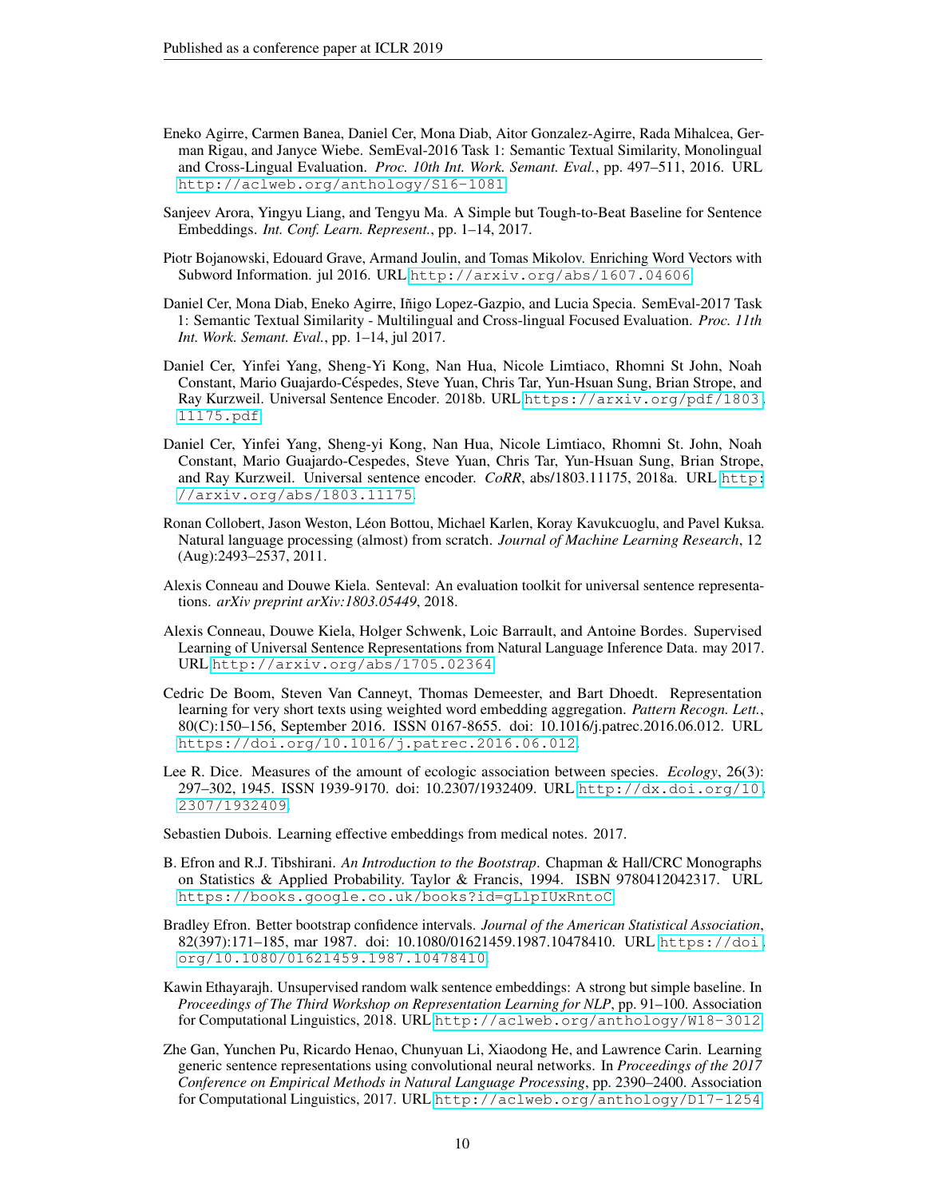Eneko Agirre, Carmen Banea, Daniel Cer, Mona Diab, Aitor Gonzalez-Agirre, Rada Mihalcea, German Rigau, and Janyce Wiebe. SemEval-2016 Task 1: Semantic Textual Similarity, Monolingual and Cross-Lingual Evaluation. *Proc. 10th Int. Work. Semant. Eval.*, pp. 497–511, 2016. URL http://aclweb.org/anthology/S16-1081.

Sanjeev Arora, Yingyu Liang, and Tengyu Ma. A Simple but Tough-to-Beat Baseline for Sentence Embeddings. *Int. Conf. Learn. Represent.*, pp. 1–14, 2017.

Piotr Bojanowski, Edouard Grave, Armand Joulin, and Tomas Mikolov. Enriching Word Vectors with Subword Information. jul 2016. URL http://arxiv.org/abs/1607.04606.

Daniel Cer, Mona Diab, Eneko Agirre, Iñigo Lopez-Gazpio, and Lucia Specia. SemEval-2017 Task 1: Semantic Textual Similarity - Multilingual and Cross-lingual Focused Evaluation. *Proc. 11th Int. Work. Semant. Eval.*, pp. 1–14, jul 2017.

Daniel Cer, Yinfei Yang, Sheng-Yi Kong, Nan Hua, Nicole Limtiaco, Rhomni St John, Noah Constant, Mario Guajardo-Céspedes, Steve Yuan, Chris Tar, Yun-Hsuan Sung, Brian Strope, and Ray Kurzweil. Universal Sentence Encoder. 2018b. URL https://arxiv.org/pdf/1803.11175.pdf.

Daniel Cer, Yinfei Yang, Sheng-yi Kong, Nan Hua, Nicole Limtiaco, Rhomni St. John, Noah Constant, Mario Guajardo-Cespedes, Steve Yuan, Chris Tar, Yun-Hsuan Sung, Brian Strope, and Ray Kurzweil. Universal sentence encoder. *CoRR*, abs/1803.11175, 2018a. URL http://arxiv.org/abs/1803.11175.

Ronan Collobert, Jason Weston, Léon Bottou, Michael Karlen, Koray Kavukcuoglu, and Pavel Kuksa. Natural language processing (almost) from scratch. *Journal of Machine Learning Research*, 12 (Aug):2493–2537, 2011.

Alexis Conneau and Douwe Kiela. Senteval: An evaluation toolkit for universal sentence representations. *arXiv preprint arXiv:1803.05449*, 2018.

Alexis Conneau, Douwe Kiela, Holger Schwenk, Loic Barrault, and Antoine Bordes. Supervised Learning of Universal Sentence Representations from Natural Language Inference Data. may 2017. URL http://arxiv.org/abs/1705.02364.

Cedric De Boom, Steven Van Canneyt, Thomas Demeester, and Bart Dhoedt. Representation learning for very short texts using weighted word embedding aggregation. *Pattern Recogn. Lett.*, 80(C):150–156, September 2016. ISSN 0167-8655. doi: 10.1016/j.patrec.2016.06.012. URL https://doi.org/10.1016/j.patrec.2016.06.012.

Lee R. Dice. Measures of the amount of ecologic association between species. *Ecology*, 26(3): 297–302, 1945. ISSN 1939-9170. doi: 10.2307/1932409. URL http://dx.doi.org/10.2307/1932409.

Sebastien Dubois. Learning effective embeddings from medical notes. 2017.

B. Efron and R.J. Tibshirani. *An Introduction to the Bootstrap*. Chapman & Hall/CRC Monographs on Statistics & Applied Probability. Taylor & Francis, 1994. ISBN 9780412042317. URL https://books.google.co.uk/books?id=gLlpIUxRntoC.

Bradley Efron. Better bootstrap confidence intervals. *Journal of the American Statistical Association*, 82(397):171–185, mar 1987. doi: 10.1080/01621459.1987.10478410. URL https://doi.org/10.1080/01621459.1987.10478410.

Kawin Ethayarajh. Unsupervised random walk sentence embeddings: A strong but simple baseline. In *Proceedings of The Third Workshop on Representation Learning for NLP*, pp. 91–100. Association for Computational Linguistics, 2018. URL http://aclweb.org/anthology/W18-3012.

Zhe Gan, Yunchen Pu, Ricardo Henao, Chunyuan Li, Xiaodong He, and Lawrence Carin. Learning generic sentence representations using convolutional neural networks. In *Proceedings of the 2017 Conference on Empirical Methods in Natural Language Processing*, pp. 2390–2400. Association for Computational Linguistics, 2017. URL http://aclweb.org/anthology/D17-1254.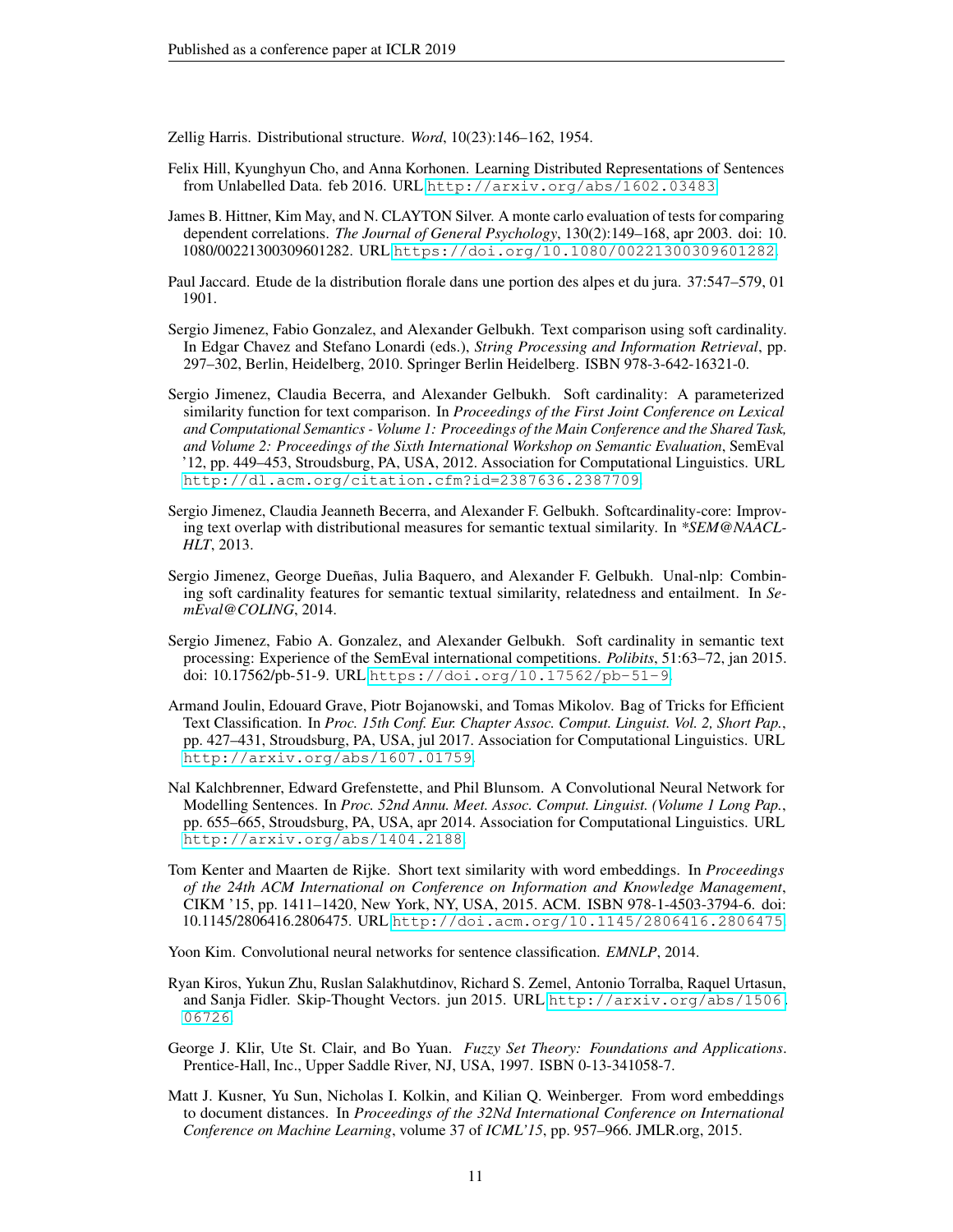Zellig Harris. Distributional structure. *Word*, 10(23):146–162, 1954.

Felix Hill, Kyunghyun Cho, and Anna Korhonen. Learning Distributed Representations of Sentences from Unlabelled Data. feb 2016. URL http://arxiv.org/abs/1602.03483.

James B. Hittner, Kim May, and N. CLAYTON Silver. A monte carlo evaluation of tests for comparing dependent correlations. *The Journal of General Psychology*, 130(2):149–168, apr 2003. doi: 10.1080/00221300309601282. URL https://doi.org/10.1080/00221300309601282.

Paul Jaccard. Etude de la distribution florale dans une portion des alpes et du jura. 37:547–579, 01 1901.

Sergio Jimenez, Fabio Gonzalez, and Alexander Gelbukh. Text comparison using soft cardinality. In Edgar Chavez and Stefano Lonardi (eds.), *String Processing and Information Retrieval*, pp. 297–302, Berlin, Heidelberg, 2010. Springer Berlin Heidelberg. ISBN 978-3-642-16321-0.

Sergio Jimenez, Claudia Becerra, and Alexander Gelbukh. Soft cardinality: A parameterized similarity function for text comparison. In *Proceedings of the First Joint Conference on Lexical and Computational Semantics - Volume 1: Proceedings of the Main Conference and the Shared Task, and Volume 2: Proceedings of the Sixth International Workshop on Semantic Evaluation*, SemEval '12, pp. 449–453, Stroudsburg, PA, USA, 2012. Association for Computational Linguistics. URL http://dl.acm.org/citation.cfm?id=2387636.2387709.

Sergio Jimenez, Claudia Jeanneth Becerra, and Alexander F. Gelbukh. Softcardinality-core: Improving text overlap with distributional measures for semantic textual similarity. In *\*SEM@NAACL-HLT*, 2013.

Sergio Jimenez, George Dueñas, Julia Baquero, and Alexander F. Gelbukh. Unal-nlp: Combining soft cardinality features for semantic textual similarity, relatedness and entailment. In *SemEval@COLING*, 2014.

Sergio Jimenez, Fabio A. Gonzalez, and Alexander Gelbukh. Soft cardinality in semantic text processing: Experience of the SemEval international competitions. *Polibits*, 51:63–72, jan 2015. doi: 10.17562/pb-51-9. URL https://doi.org/10.17562/pb-51-9.

Armand Joulin, Edouard Grave, Piotr Bojanowski, and Tomas Mikolov. Bag of Tricks for Efficient Text Classification. In *Proc. 15th Conf. Eur. Chapter Assoc. Comput. Linguist. Vol. 2, Short Pap.*, pp. 427–431, Stroudsburg, PA, USA, jul 2017. Association for Computational Linguistics. URL http://arxiv.org/abs/1607.01759.

Nal Kalchbrenner, Edward Grefenstette, and Phil Blunsom. A Convolutional Neural Network for Modelling Sentences. In *Proc. 52nd Annu. Meet. Assoc. Comput. Linguist. (Volume 1 Long Pap.*, pp. 655–665, Stroudsburg, PA, USA, apr 2014. Association for Computational Linguistics. URL http://arxiv.org/abs/1404.2188.

Tom Kenter and Maarten de Rijke. Short text similarity with word embeddings. In *Proceedings of the 24th ACM International on Conference on Information and Knowledge Management*, CIKM '15, pp. 1411–1420, New York, NY, USA, 2015. ACM. ISBN 978-1-4503-3794-6. doi: 10.1145/2806416.2806475. URL http://doi.acm.org/10.1145/2806416.2806475.

Yoon Kim. Convolutional neural networks for sentence classification. *EMNLP*, 2014.

Ryan Kiros, Yukun Zhu, Ruslan Salakhutdinov, Richard S. Zemel, Antonio Torralba, Raquel Urtasun, and Sanja Fidler. Skip-Thought Vectors. jun 2015. URL http://arxiv.org/abs/1506.06726.

George J. Klir, Ute St. Clair, and Bo Yuan. *Fuzzy Set Theory: Foundations and Applications*. Prentice-Hall, Inc., Upper Saddle River, NJ, USA, 1997. ISBN 0-13-341058-7.

Matt J. Kusner, Yu Sun, Nicholas I. Kolkin, and Kilian Q. Weinberger. From word embeddings to document distances. In *Proceedings of the 32Nd International Conference on International Conference on Machine Learning*, volume 37 of *ICML'15*, pp. 957–966. JMLR.org, 2015.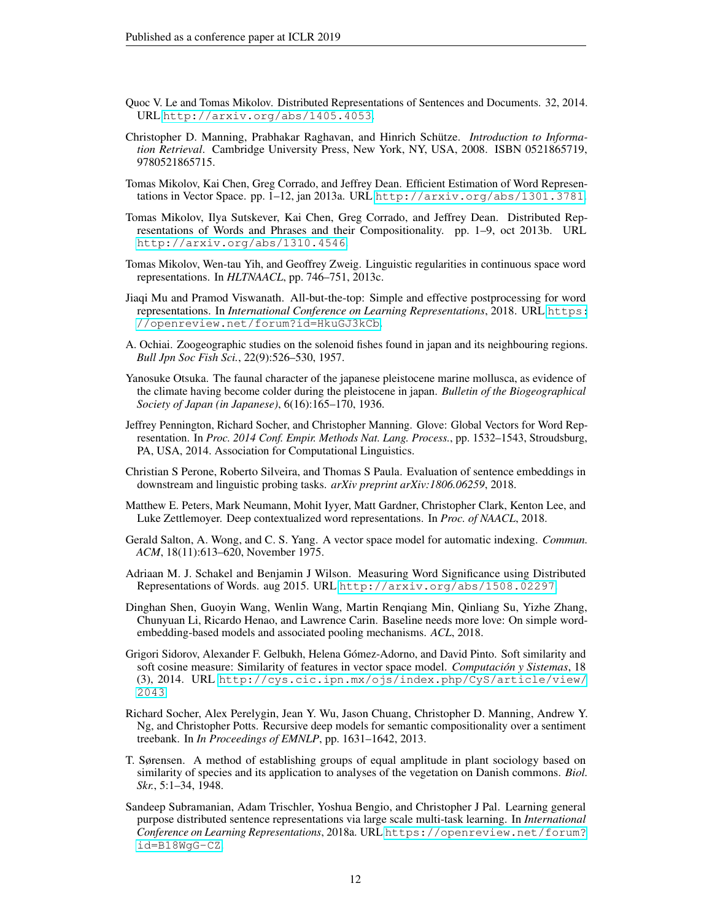Quoc V. Le and Tomas Mikolov. Distributed Representations of Sentences and Documents. 32, 2014. URL http://arxiv.org/abs/1405.4053.

Christopher D. Manning, Prabhakar Raghavan, and Hinrich Schütze. *Introduction to Information Retrieval*. Cambridge University Press, New York, NY, USA, 2008. ISBN 0521865719, 9780521865715.

Tomas Mikolov, Kai Chen, Greg Corrado, and Jeffrey Dean. Efficient Estimation of Word Representations in Vector Space. pp. 1–12, jan 2013a. URL http://arxiv.org/abs/1301.3781.

Tomas Mikolov, Ilya Sutskever, Kai Chen, Greg Corrado, and Jeffrey Dean. Distributed Representations of Words and Phrases and their Compositionality. pp. 1–9, oct 2013b. URL http://arxiv.org/abs/1310.4546.

Tomas Mikolov, Wen-tau Yih, and Geoffrey Zweig. Linguistic regularities in continuous space word representations. In *HLTNAACL*, pp. 746–751, 2013c.

Jiaqi Mu and Pramod Viswanath. All-but-the-top: Simple and effective postprocessing for word representations. In *International Conference on Learning Representations*, 2018. URL https://openreview.net/forum?id=HkuGJ3kCb.

A. Ochiai. Zoogeographic studies on the solenoid fishes found in japan and its neighbouring regions. *Bull Jpn Soc Fish Sci.*, 22(9):526–530, 1957.

Yanosuke Otsuka. The faunal character of the japanese pleistocene marine mollusca, as evidence of the climate having become colder during the pleistocene in japan. *Bulletin of the Biogeographical Society of Japan (in Japanese)*, 6(16):165–170, 1936.

Jeffrey Pennington, Richard Socher, and Christopher Manning. Glove: Global Vectors for Word Representation. In *Proc. 2014 Conf. Empir. Methods Nat. Lang. Process.*, pp. 1532–1543, Stroudsburg, PA, USA, 2014. Association for Computational Linguistics.

Christian S Perone, Roberto Silveira, and Thomas S Paula. Evaluation of sentence embeddings in downstream and linguistic probing tasks. *arXiv preprint arXiv:1806.06259*, 2018.

Matthew E. Peters, Mark Neumann, Mohit Iyyer, Matt Gardner, Christopher Clark, Kenton Lee, and Luke Zettlemoyer. Deep contextualized word representations. In *Proc. of NAACL*, 2018.

Gerald Salton, A. Wong, and C. S. Yang. A vector space model for automatic indexing. *Commun. ACM*, 18(11):613–620, November 1975.

Adriaan M. J. Schakel and Benjamin J Wilson. Measuring Word Significance using Distributed Representations of Words. aug 2015. URL http://arxiv.org/abs/1508.02297.

Dinghan Shen, Guoyin Wang, Wenlin Wang, Martin Renqiang Min, Qinliang Su, Yizhe Zhang, Chunyuan Li, Ricardo Henao, and Lawrence Carin. Baseline needs more love: On simple word-embedding-based models and associated pooling mechanisms. *ACL*, 2018.

Grigori Sidorov, Alexander F. Gelbukh, Helena Gómez-Adorno, and David Pinto. Soft similarity and soft cosine measure: Similarity of features in vector space model. *Computación y Sistemas*, 18 (3), 2014. URL http://cys.cic.ipn.mx/ojs/index.php/CyS/article/view/2043.

Richard Socher, Alex Perelygin, Jean Y. Wu, Jason Chuang, Christopher D. Manning, Andrew Y. Ng, and Christopher Potts. Recursive deep models for semantic compositionality over a sentiment treebank. In *In Proceedings of EMNLP*, pp. 1631–1642, 2013.

T. Sørensen. A method of establishing groups of equal amplitude in plant sociology based on similarity of species and its application to analyses of the vegetation on Danish commons. *Biol. Skr.*, 5:1–34, 1948.

Sandeep Subramanian, Adam Trischler, Yoshua Bengio, and Christopher J Pal. Learning general purpose distributed sentence representations via large scale multi-task learning. In *International Conference on Learning Representations*, 2018a. URL https://openreview.net/forum?id=B18WgG-CZ.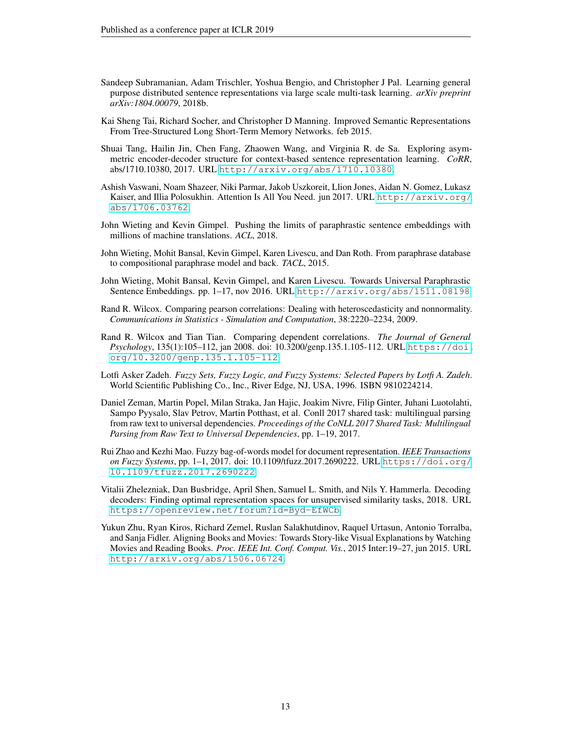Sandeep Subramanian, Adam Trischler, Yoshua Bengio, and Christopher J Pal. Learning general purpose distributed sentence representations via large scale multi-task learning. *arXiv preprint arXiv:1804.00079*, 2018b.

Kai Sheng Tai, Richard Socher, and Christopher D Manning. Improved Semantic Representations From Tree-Structured Long Short-Term Memory Networks. feb 2015.

Shuai Tang, Hailin Jin, Chen Fang, Zhaowen Wang, and Virginia R. de Sa. Exploring asymmetric encoder-decoder structure for context-based sentence representation learning. *CoRR*, abs/1710.10380, 2017. URL `http://arxiv.org/abs/1710.10380`.

Ashish Vaswani, Noam Shazeer, Niki Parmar, Jakob Uszkoreit, Llion Jones, Aidan N. Gomez, Lukasz Kaiser, and Illia Polosukhin. Attention Is All You Need. jun 2017. URL `http://arxiv.org/abs/1706.03762`.

John Wieting and Kevin Gimpel. Pushing the limits of paraphrastic sentence embeddings with millions of machine translations. *ACL*, 2018.

John Wieting, Mohit Bansal, Kevin Gimpel, Karen Livescu, and Dan Roth. From paraphrase database to compositional paraphrase model and back. *TACL*, 2015.

John Wieting, Mohit Bansal, Kevin Gimpel, and Karen Livescu. Towards Universal Paraphrastic Sentence Embeddings. pp. 1–17, nov 2016. URL `http://arxiv.org/abs/1511.08198`.

Rand R. Wilcox. Comparing pearson correlations: Dealing with heteroscedasticity and nonnormality. *Communications in Statistics - Simulation and Computation*, 38:2220–2234, 2009.

Rand R. Wilcox and Tian Tian. Comparing dependent correlations. *The Journal of General Psychology*, 135(1):105–112, jan 2008. doi: 10.3200/genp.135.1.105-112. URL `https://doi.org/10.3200/genp.135.1.105-112`.

Lotfi Asker Zadeh. *Fuzzy Sets, Fuzzy Logic, and Fuzzy Systems: Selected Papers by Lotfi A. Zadeh*. World Scientific Publishing Co., Inc., River Edge, NJ, USA, 1996. ISBN 9810224214.

Daniel Zeman, Martin Popel, Milan Straka, Jan Hajic, Joakim Nivre, Filip Ginter, Juhani Luotolahti, Sampo Pyysalo, Slav Petrov, Martin Potthast, et al. Conll 2017 shared task: multilingual parsing from raw text to universal dependencies. *Proceedings of the CoNLL 2017 Shared Task: Multilingual Parsing from Raw Text to Universal Dependencies*, pp. 1–19, 2017.

Rui Zhao and Kezhi Mao. Fuzzy bag-of-words model for document representation. *IEEE Transactions on Fuzzy Systems*, pp. 1–1, 2017. doi: 10.1109/tfuzz.2017.2690222. URL `https://doi.org/10.1109/tfuzz.2017.2690222`.

Vitalii Zhelezniak, Dan Busbridge, April Shen, Samuel L. Smith, and Nils Y. Hammerla. Decoding decoders: Finding optimal representation spaces for unsupervised similarity tasks, 2018. URL `https://openreview.net/forum?id=Byd-EfWCb`.

Yukun Zhu, Ryan Kiros, Richard Zemel, Ruslan Salakhutdinov, Raquel Urtasun, Antonio Torralba, and Sanja Fidler. Aligning Books and Movies: Towards Story-like Visual Explanations by Watching Movies and Reading Books. *Proc. IEEE Int. Conf. Comput. Vis.*, 2015 Inter:19–27, jun 2015. URL `http://arxiv.org/abs/1506.06724`.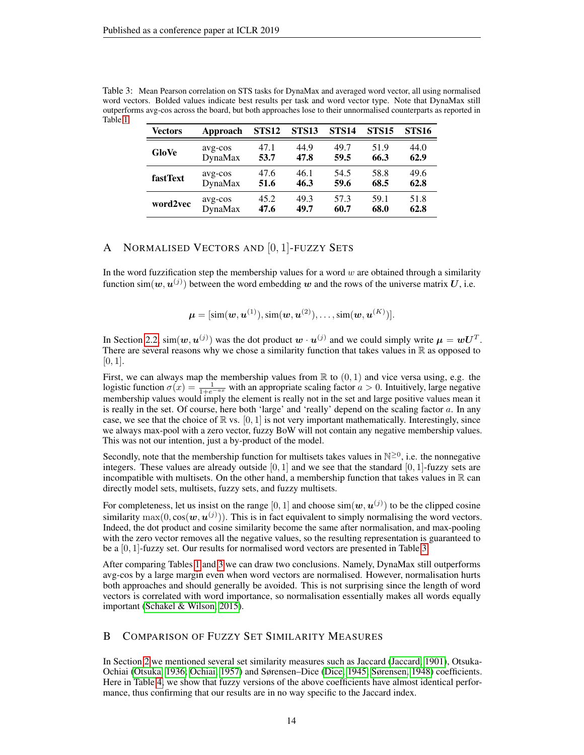Table 3: Mean Pearson correlation on STS tasks for DynaMax and averaged word vector, all using normalised word vectors. Bolded values indicate best results per task and word vector type. Note that DynaMax still outperforms avg-cos across the board, but both approaches lose to their unnormalised counterparts as reported in Table 1.

| Vectors | Approach | STS12 | STS13 | STS14 | STS15 | STS16 |
|---|---|---|---|---|---|---|
| **GloVe** | avg-cos | 47.1 | 44.9 | 49.7 | 51.9 | 44.0 |
| | DynaMax | **53.7** | **47.8** | **59.5** | **66.3** | **62.9** |
| **fastText** | avg-cos | 47.6 | 46.1 | 54.5 | 58.8 | 49.6 |
| | DynaMax | **51.6** | **46.3** | **59.6** | **68.5** | **62.8** |
| **word2vec** | avg-cos | 45.2 | 49.3 | 57.3 | 59.1 | 51.8 |
| | DynaMax | **47.6** | **49.7** | **60.7** | **68.0** | **62.8** |

# A Normalised Vectors and $[0,1]$-Fuzzy Sets

In the word fuzzification step the membership values for a word $w$ are obtained through a similarity function $\text{sim}(\boldsymbol{w}, \boldsymbol{u}^{(j)})$ between the word embedding $\boldsymbol{w}$ and the rows of the universe matrix $\boldsymbol{U}$, i.e.

$$\boldsymbol{\mu} = [\text{sim}(\boldsymbol{w}, \boldsymbol{u}^{(1)}), \text{sim}(\boldsymbol{w}, \boldsymbol{u}^{(2)}), \ldots, \text{sim}(\boldsymbol{w}, \boldsymbol{u}^{(K)})].$$

In Section 2.2, $\text{sim}(\boldsymbol{w}, \boldsymbol{u}^{(j)})$ was the dot product $\boldsymbol{w} \cdot \boldsymbol{u}^{(j)}$ and we could simply write $\boldsymbol{\mu} = \boldsymbol{w}\boldsymbol{U}^T$. There are several reasons why we chose a similarity function that takes values in $\mathbb{R}$ as opposed to $[0,1]$.

First, we can always map the membership values from $\mathbb{R}$ to $(0,1)$ and vice versa using, e.g. the logistic function $\sigma(x) = \frac{1}{1+e^{-ax}}$ with an appropriate scaling factor $a > 0$. Intuitively, large negative membership values would imply the element is really not in the set and large positive values mean it is really in the set. Of course, here both 'large' and 'really' depend on the scaling factor $a$. In any case, we see that the choice of $\mathbb{R}$ vs. $[0,1]$ is not very important mathematically. Interestingly, since we always max-pool with a zero vector, fuzzy BoW will not contain any negative membership values. This was not our intention, just a by-product of the model.

Secondly, note that the membership function for multisets takes values in $\mathbb{N}^{\geq 0}$, i.e. the nonnegative integers. These values are already outside $[0,1]$ and we see that the standard $[0,1]$-fuzzy sets are incompatible with multisets. On the other hand, a membership function that takes values in $\mathbb{R}$ can directly model sets, multisets, fuzzy sets, and fuzzy multisets.

For completeness, let us insist on the range $[0,1]$ and choose $\text{sim}(\boldsymbol{w}, \boldsymbol{u}^{(j)})$ to be the clipped cosine similarity $\max(0, \cos(\boldsymbol{w}, \boldsymbol{u}^{(j)}))$. This is in fact equivalent to simply normalising the word vectors. Indeed, the dot product and cosine similarity become the same after normalisation, and max-pooling with the zero vector removes all the negative values, so the resulting representation is guaranteed to be a $[0,1]$-fuzzy set. Our results for normalised word vectors are presented in Table 3.

After comparing Tables 1 and 3 we can draw two conclusions. Namely, DynaMax still outperforms avg-cos by a large margin even when word vectors are normalised. However, normalisation hurts both approaches and should generally be avoided. This is not surprising since the length of word vectors is correlated with word importance, so normalisation essentially makes all words equally important (Schakel & Wilson, 2015).

# B Comparison of Fuzzy Set Similarity Measures

In Section 2 we mentioned several set similarity measures such as Jaccard (Jaccard, 1901), Otsuka-Ochiai (Otsuka, 1936; Ochiai, 1957) and Sørensen–Dice (Dice, 1945; Sørensen, 1948) coefficients. Here in Table 4, we show that fuzzy versions of the above coefficients have almost identical performance, thus confirming that our results are in no way specific to the Jaccard index.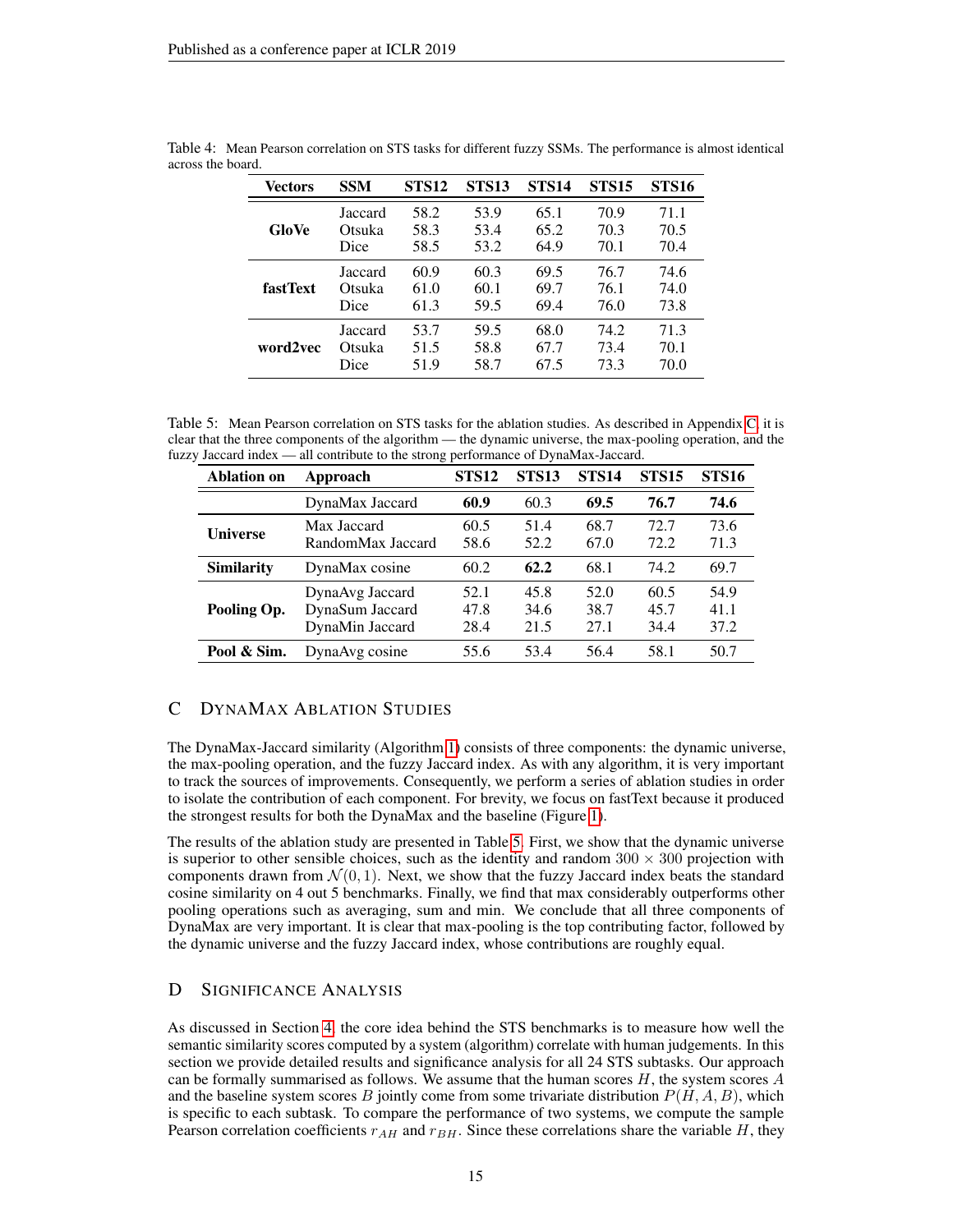Table 4: Mean Pearson correlation on STS tasks for different fuzzy SSMs. The performance is almost identical across the board.

| Vectors | SSM | STS12 | STS13 | STS14 | STS15 | STS16 |
|---|---|---|---|---|---|---|
| **GloVe** | Jaccard | 58.2 | 53.9 | 65.1 | 70.9 | 71.1 |
| | Otsuka | 58.3 | 53.4 | 65.2 | 70.3 | 70.5 |
| | Dice | 58.5 | 53.2 | 64.9 | 70.1 | 70.4 |
| **fastText** | Jaccard | 60.9 | 60.3 | 69.5 | 76.7 | 74.6 |
| | Otsuka | 61.0 | 60.1 | 69.7 | 76.1 | 74.0 |
| | Dice | 61.3 | 59.5 | 69.4 | 76.0 | 73.8 |
| **word2vec** | Jaccard | 53.7 | 59.5 | 68.0 | 74.2 | 71.3 |
| | Otsuka | 51.5 | 58.8 | 67.7 | 73.4 | 70.1 |
| | Dice | 51.9 | 58.7 | 67.5 | 73.3 | 70.0 |

Table 5: Mean Pearson correlation on STS tasks for the ablation studies. As described in Appendix C, it is clear that the three components of the algorithm — the dynamic universe, the max-pooling operation, and the fuzzy Jaccard index — all contribute to the strong performance of DynaMax-Jaccard.

| Ablation on | Approach | STS12 | STS13 | STS14 | STS15 | STS16 |
|---|---|---|---|---|---|---|
| | DynaMax Jaccard | **60.9** | 60.3 | **69.5** | **76.7** | **74.6** |
| **Universe** | Max Jaccard | 60.5 | 51.4 | 68.7 | 72.7 | 73.6 |
| | RandomMax Jaccard | 58.6 | 52.2 | 67.0 | 72.2 | 71.3 |
| **Similarity** | DynaMax cosine | 60.2 | **62.2** | 68.1 | 74.2 | 69.7 |
| **Pooling Op.** | DynaAvg Jaccard | 52.1 | 45.8 | 52.0 | 60.5 | 54.9 |
| | DynaSum Jaccard | 47.8 | 34.6 | 38.7 | 45.7 | 41.1 |
| | DynaMin Jaccard | 28.4 | 21.5 | 27.1 | 34.4 | 37.2 |
| **Pool & Sim.** | DynaAvg cosine | 55.6 | 53.4 | 56.4 | 58.1 | 50.7 |

## C DynaMax Ablation Studies

The DynaMax-Jaccard similarity (Algorithm 1) consists of three components: the dynamic universe, the max-pooling operation, and the fuzzy Jaccard index. As with any algorithm, it is very important to track the sources of improvements. Consequently, we perform a series of ablation studies in order to isolate the contribution of each component. For brevity, we focus on fastText because it produced the strongest results for both the DynaMax and the baseline (Figure 1).

The results of the ablation study are presented in Table 5. First, we show that the dynamic universe is superior to other sensible choices, such as the identity and random $300 \times 300$ projection with components drawn from $\mathcal{N}(0, 1)$. Next, we show that the fuzzy Jaccard index beats the standard cosine similarity on 4 out 5 benchmarks. Finally, we find that max considerably outperforms other pooling operations such as averaging, sum and min. We conclude that all three components of DynaMax are very important. It is clear that max-pooling is the top contributing factor, followed by the dynamic universe and the fuzzy Jaccard index, whose contributions are roughly equal.

## D Significance Analysis

As discussed in Section 4, the core idea behind the STS benchmarks is to measure how well the semantic similarity scores computed by a system (algorithm) correlate with human judgements. In this section we provide detailed results and significance analysis for all 24 STS subtasks. Our approach can be formally summarised as follows. We assume that the human scores $H$, the system scores $A$ and the baseline system scores $B$ jointly come from some trivariate distribution $P(H, A, B)$, which is specific to each subtask. To compare the performance of two systems, we compute the sample Pearson correlation coefficients $r_{AH}$ and $r_{BH}$. Since these correlations share the variable $H$, they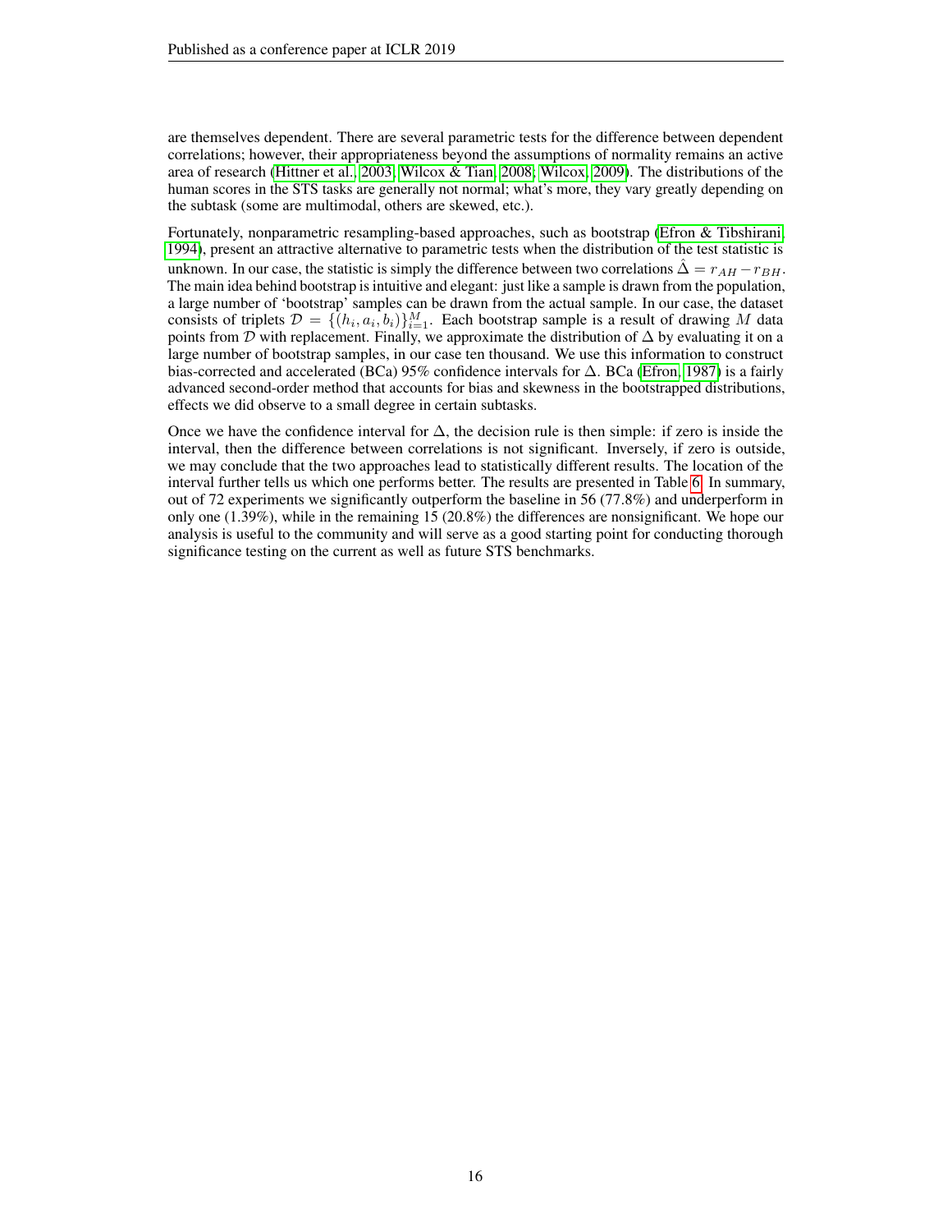are themselves dependent. There are several parametric tests for the difference between dependent correlations; however, their appropriateness beyond the assumptions of normality remains an active area of research (Hittner et al., 2003; Wilcox & Tian, 2008; Wilcox, 2009). The distributions of the human scores in the STS tasks are generally not normal; what's more, they vary greatly depending on the subtask (some are multimodal, others are skewed, etc.).

Fortunately, nonparametric resampling-based approaches, such as bootstrap (Efron & Tibshirani, 1994), present an attractive alternative to parametric tests when the distribution of the test statistic is unknown. In our case, the statistic is simply the difference between two correlations $\hat{\Delta} = r_{AH} - r_{BH}$. The main idea behind bootstrap is intuitive and elegant: just like a sample is drawn from the population, a large number of 'bootstrap' samples can be drawn from the actual sample. In our case, the dataset consists of triplets $\mathcal{D} = \{(h_i, a_i, b_i)\}_{i=1}^{M}$. Each bootstrap sample is a result of drawing $M$ data points from $\mathcal{D}$ with replacement. Finally, we approximate the distribution of $\Delta$ by evaluating it on a large number of bootstrap samples, in our case ten thousand. We use this information to construct bias-corrected and accelerated (BCa) 95% confidence intervals for $\Delta$. BCa (Efron, 1987) is a fairly advanced second-order method that accounts for bias and skewness in the bootstrapped distributions, effects we did observe to a small degree in certain subtasks.

Once we have the confidence interval for $\Delta$, the decision rule is then simple: if zero is inside the interval, then the difference between correlations is not significant. Inversely, if zero is outside, we may conclude that the two approaches lead to statistically different results. The location of the interval further tells us which one performs better. The results are presented in Table 6. In summary, out of 72 experiments we significantly outperform the baseline in 56 (77.8%) and underperform in only one (1.39%), while in the remaining 15 (20.8%) the differences are nonsignificant. We hope our analysis is useful to the community and will serve as a good starting point for conducting thorough significance testing on the current as well as future STS benchmarks.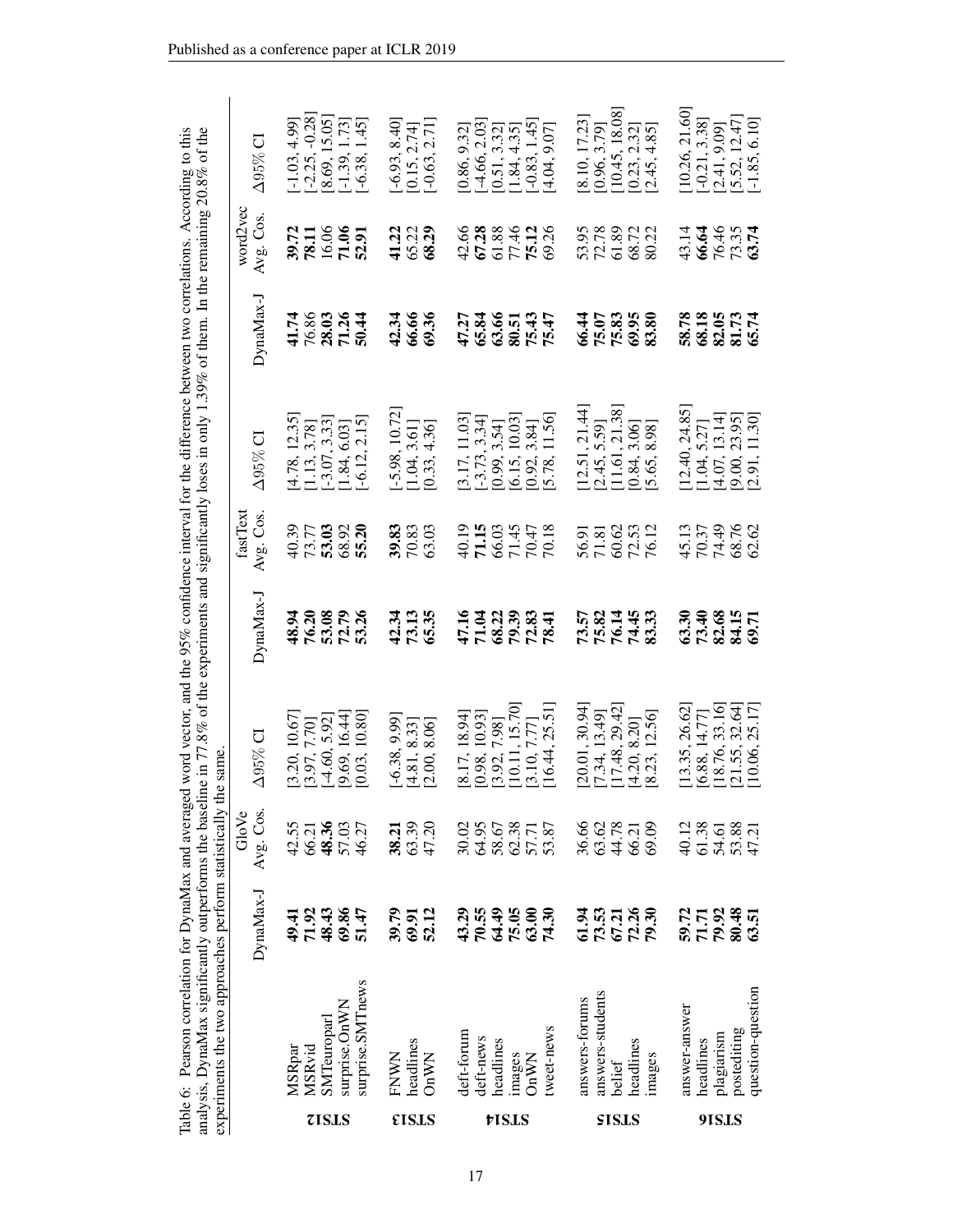Table 6: Pearson correlation for DynaMax and averaged word vector, and the 95% confidence interval for the difference between two correlations. According to this analysis, DynaMax significantly outperforms the baseline in 77.8% of the experiments and significantly loses in only 1.39% of them. In the remaining 20.8% of the experiments the two approaches perform statistically the same.

| | | DynaMax-J | GloVe Avg. Cos. | Δ95% CI | DynaMax-J | fastText Avg. Cos. | Δ95% CI | DynaMax-J | word2vec Avg. Cos. | Δ95% CI |
|---|---|---|---|---|---|---|---|---|---|---|
| STS12 | MSRpar | **49.41** | 42.55 | [3.20, 10.67] | **48.94** | 40.39 | [4.78, 12.35] | **41.74** | **39.72** | [-1.03, 4.99] |
| | MSRvid | **71.92** | 66.21 | [3.97, 7.70] | **76.20** | 73.77 | [1.13, 3.78] | 76.86 | **78.11** | [-2.25, -0.28] |
| | SMTeuroparl | **48.43** | **48.36** | [-4.60, 5.92] | **53.08** | **53.03** | [-3.07, 3.33] | **28.03** | 16.06 | [8.69, 15.05] |
| | surprise.OnWN | **69.86** | 57.03 | [9.69, 16.44] | **72.79** | 68.92 | [1.84, 6.03] | **71.26** | **71.06** | [-1.39, 1.73] |
| | surprise.SMTnews | **51.47** | 46.27 | [0.03, 10.80] | **53.26** | **55.20** | [-6.12, 2.15] | **50.44** | **52.91** | [-6.38, 1.45] |
| STS13 | FNWN | **39.79** | **38.21** | [-6.38, 9.99] | **42.34** | **39.83** | [-5.98, 10.72] | **42.34** | **41.22** | [-6.93, 8.40] |
| | headlines | **69.91** | 63.39 | [4.81, 8.33] | **73.13** | 70.83 | [1.04, 3.61] | **66.66** | 65.22 | [0.15, 2.74] |
| | OnWN | **52.12** | 47.20 | [2.00, 8.06] | **65.35** | 63.03 | [0.33, 4.36] | **69.36** | **68.29** | [-0.63, 2.71] |
| STS14 | deft-forum | **43.29** | 30.02 | [8.17, 18.94] | **47.16** | 40.19 | [3.17, 11.03] | **47.27** | 42.66 | [0.86, 9.32] |
| | deft-news | **70.55** | 64.95 | [0.98, 10.93] | **71.04** | **71.15** | [-3.73, 3.34] | **65.84** | **67.28** | [-4.66, 2.03] |
| | headlines | **64.49** | 58.67 | [3.92, 7.98] | **68.22** | 66.03 | [0.99, 3.54] | **63.66** | 61.88 | [0.51, 3.32] |
| | images | **75.05** | 62.38 | [10.11, 15.70] | **79.39** | 71.45 | [6.15, 10.03] | **80.51** | 77.46 | [1.84, 4.35] |
| | OnWN | **63.00** | 57.71 | [3.10, 7.77] | **72.83** | 70.47 | [0.92, 3.84] | **75.43** | **75.12** | [-0.83, 1.45] |
| | tweet-news | **74.30** | 53.87 | [16.44, 25.51] | **78.41** | 70.18 | [5.78, 11.56] | **75.47** | 69.26 | [4.04, 9.07] |
| STS15 | answers-forums | **61.94** | 36.66 | [20.01, 30.94] | **73.57** | 56.91 | [12.51, 21.44] | **66.44** | 53.95 | [8.10, 17.23] |
| | answers-students | **73.53** | 63.62 | [7.34, 13.49] | **75.82** | 71.81 | [2.45, 5.59] | **75.07** | 72.78 | [0.96, 3.79] |
| | belief | **67.21** | 44.78 | [17.48, 29.42] | **76.14** | 60.62 | [11.61, 21.38] | **75.83** | 61.89 | [10.45, 18.08] |
| | headlines | **72.26** | 66.21 | [4.20, 8.20] | **74.45** | 72.53 | [0.84, 3.06] | **69.95** | 68.72 | [0.23, 2.32] |
| | images | **79.30** | 69.09 | [8.23, 12.56] | **83.33** | 76.12 | [5.65, 8.98] | **83.80** | 80.22 | [2.45, 4.85] |
| STS16 | answer-answer | **59.72** | 40.12 | [13.35, 26.62] | **63.30** | 45.13 | [12.40, 24.85] | **58.78** | 43.14 | [10.26, 21.60] |
| | headlines | **71.71** | 61.38 | [6.88, 14.77] | **73.40** | 70.37 | [1.04, 5.27] | **68.18** | **66.64** | [-0.21, 3.38] |
| | plagiarism | **79.92** | 54.61 | [18.76, 33.16] | **82.68** | 74.49 | [4.07, 13.14] | **82.05** | 76.46 | [2.41, 9.09] |
| | postediting | **80.48** | 53.88 | [21.55, 32.64] | **84.15** | 68.76 | [9.00, 23.95] | **81.73** | 73.35 | [5.52, 12.47] |
| | question-question | **63.51** | 47.21 | [10.06, 25.17] | **69.71** | 62.62 | [2.91, 11.30] | **65.74** | **63.74** | [-1.85, 6.10] |